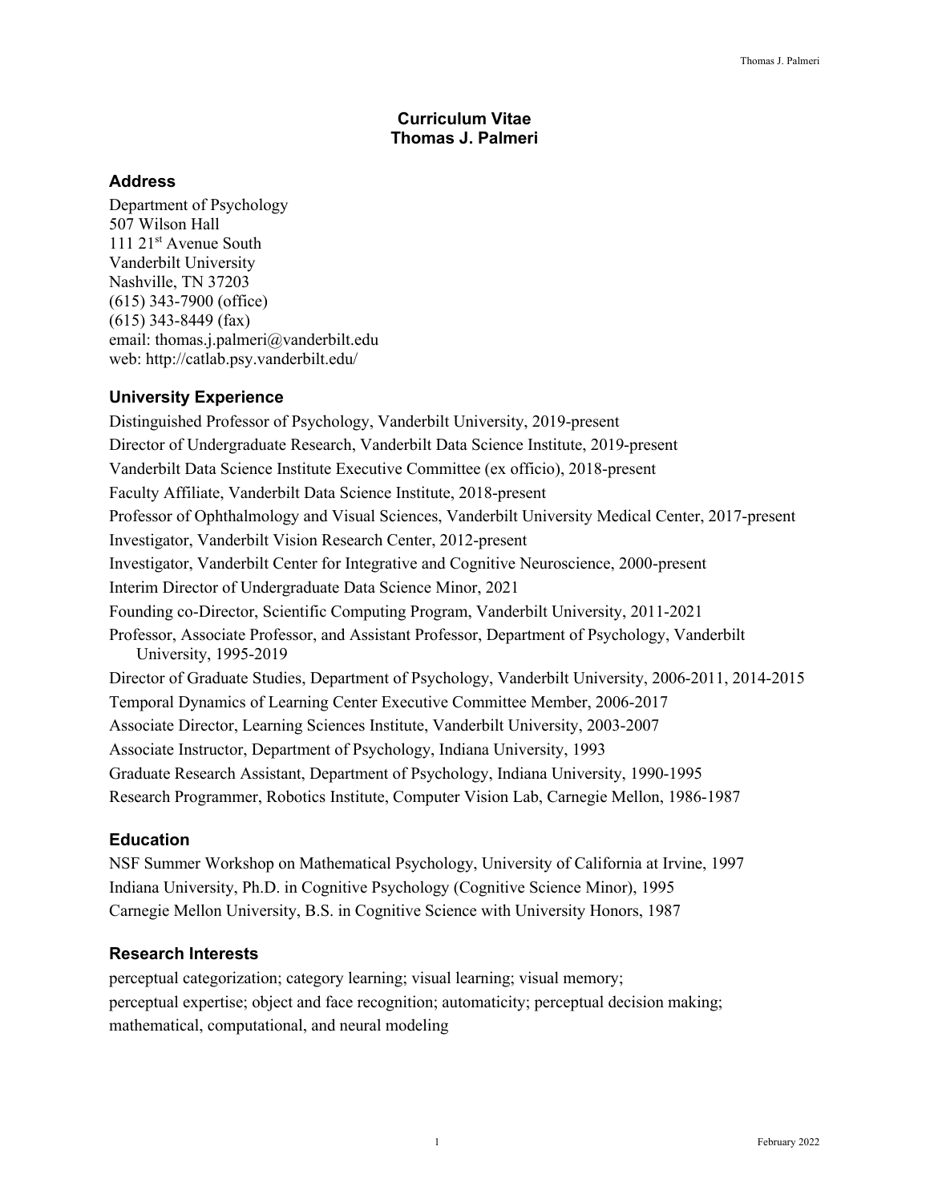# Curriculum Vitae
# Thomas J. Palmeri

## Address

Department of Psychology
507 Wilson Hall
111 21st Avenue South
Vanderbilt University
Nashville, TN 37203
(615) 343-7900 (office)
(615) 343-8449 (fax)
email: thomas.j.palmeri@vanderbilt.edu
web: http://catlab.psy.vanderbilt.edu/

## University Experience

Distinguished Professor of Psychology, Vanderbilt University, 2019-present
Director of Undergraduate Research, Vanderbilt Data Science Institute, 2019-present
Vanderbilt Data Science Institute Executive Committee (ex officio), 2018-present
Faculty Affiliate, Vanderbilt Data Science Institute, 2018-present
Professor of Ophthalmology and Visual Sciences, Vanderbilt University Medical Center, 2017-present
Investigator, Vanderbilt Vision Research Center, 2012-present
Investigator, Vanderbilt Center for Integrative and Cognitive Neuroscience, 2000-present
Interim Director of Undergraduate Data Science Minor, 2021
Founding co-Director, Scientific Computing Program, Vanderbilt University, 2011-2021
Professor, Associate Professor, and Assistant Professor, Department of Psychology, Vanderbilt University, 1995-2019
Director of Graduate Studies, Department of Psychology, Vanderbilt University, 2006-2011, 2014-2015
Temporal Dynamics of Learning Center Executive Committee Member, 2006-2017
Associate Director, Learning Sciences Institute, Vanderbilt University, 2003-2007
Associate Instructor, Department of Psychology, Indiana University, 1993
Graduate Research Assistant, Department of Psychology, Indiana University, 1990-1995
Research Programmer, Robotics Institute, Computer Vision Lab, Carnegie Mellon, 1986-1987

## Education

NSF Summer Workshop on Mathematical Psychology, University of California at Irvine, 1997
Indiana University, Ph.D. in Cognitive Psychology (Cognitive Science Minor), 1995
Carnegie Mellon University, B.S. in Cognitive Science with University Honors, 1987

## Research Interests

perceptual categorization; category learning; visual learning; visual memory;
perceptual expertise; object and face recognition; automaticity; perceptual decision making;
mathematical, computational, and neural modeling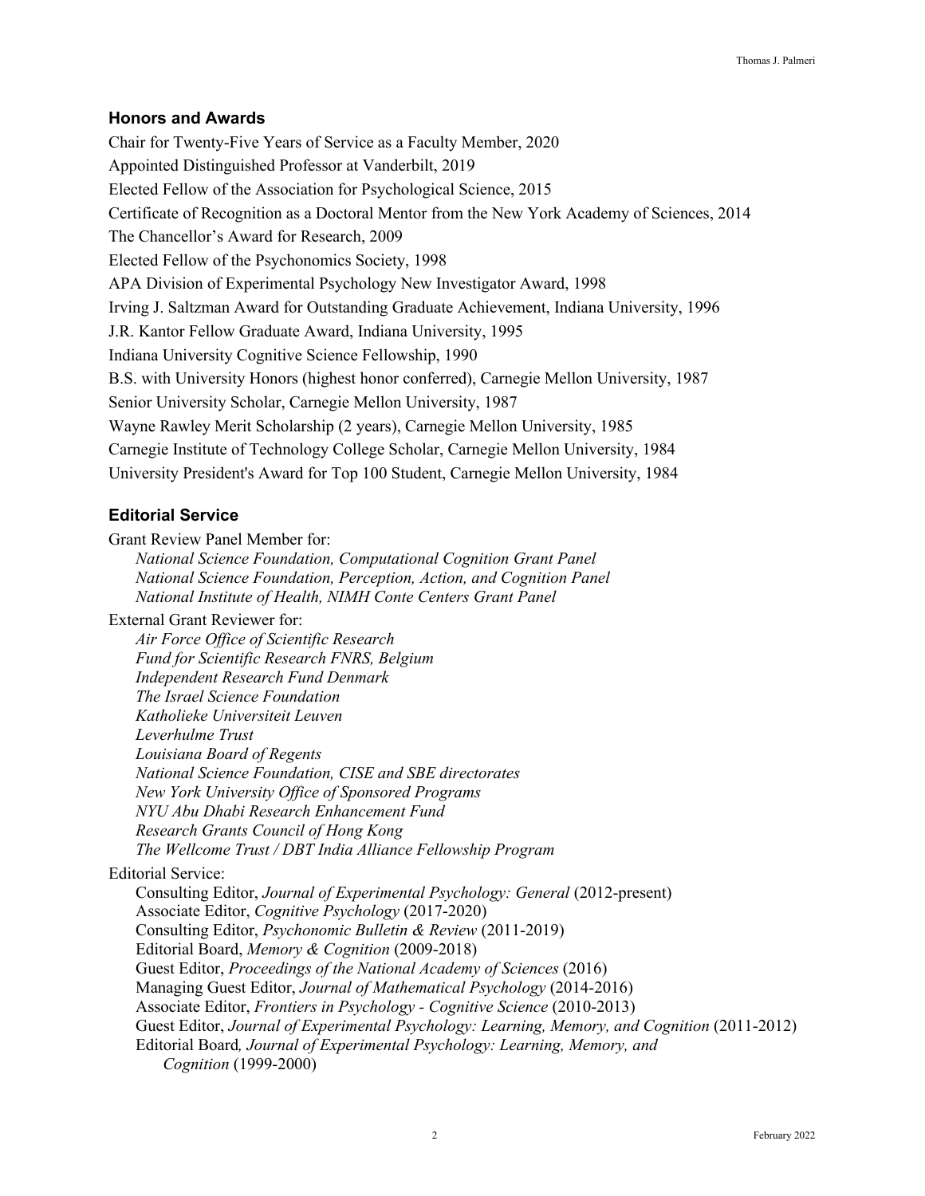## Honors and Awards

Chair for Twenty-Five Years of Service as a Faculty Member, 2020

Appointed Distinguished Professor at Vanderbilt, 2019

Elected Fellow of the Association for Psychological Science, 2015

Certificate of Recognition as a Doctoral Mentor from the New York Academy of Sciences, 2014

The Chancellor's Award for Research, 2009

Elected Fellow of the Psychonomics Society, 1998

APA Division of Experimental Psychology New Investigator Award, 1998

Irving J. Saltzman Award for Outstanding Graduate Achievement, Indiana University, 1996

J.R. Kantor Fellow Graduate Award, Indiana University, 1995

Indiana University Cognitive Science Fellowship, 1990

B.S. with University Honors (highest honor conferred), Carnegie Mellon University, 1987

Senior University Scholar, Carnegie Mellon University, 1987

Wayne Rawley Merit Scholarship (2 years), Carnegie Mellon University, 1985

Carnegie Institute of Technology College Scholar, Carnegie Mellon University, 1984

University President's Award for Top 100 Student, Carnegie Mellon University, 1984

## Editorial Service

Grant Review Panel Member for:

*National Science Foundation, Computational Cognition Grant Panel*
*National Science Foundation, Perception, Action, and Cognition Panel*
*National Institute of Health, NIMH Conte Centers Grant Panel*

External Grant Reviewer for:

*Air Force Office of Scientific Research*
*Fund for Scientific Research FNRS, Belgium*
*Independent Research Fund Denmark*
*The Israel Science Foundation*
*Katholieke Universiteit Leuven*
*Leverhulme Trust*
*Louisiana Board of Regents*
*National Science Foundation, CISE and SBE directorates*
*New York University Office of Sponsored Programs*
*NYU Abu Dhabi Research Enhancement Fund*
*Research Grants Council of Hong Kong*
*The Wellcome Trust / DBT India Alliance Fellowship Program*

Editorial Service:

Consulting Editor, *Journal of Experimental Psychology: General* (2012-present)
Associate Editor, *Cognitive Psychology* (2017-2020)
Consulting Editor, *Psychonomic Bulletin & Review* (2011-2019)
Editorial Board, *Memory & Cognition* (2009-2018)
Guest Editor, *Proceedings of the National Academy of Sciences* (2016)
Managing Guest Editor, *Journal of Mathematical Psychology* (2014-2016)
Associate Editor, *Frontiers in Psychology - Cognitive Science* (2010-2013)
Guest Editor, *Journal of Experimental Psychology: Learning, Memory, and Cognition* (2011-2012)
Editorial Board*, Journal of Experimental Psychology: Learning, Memory, and Cognition* (1999-2000)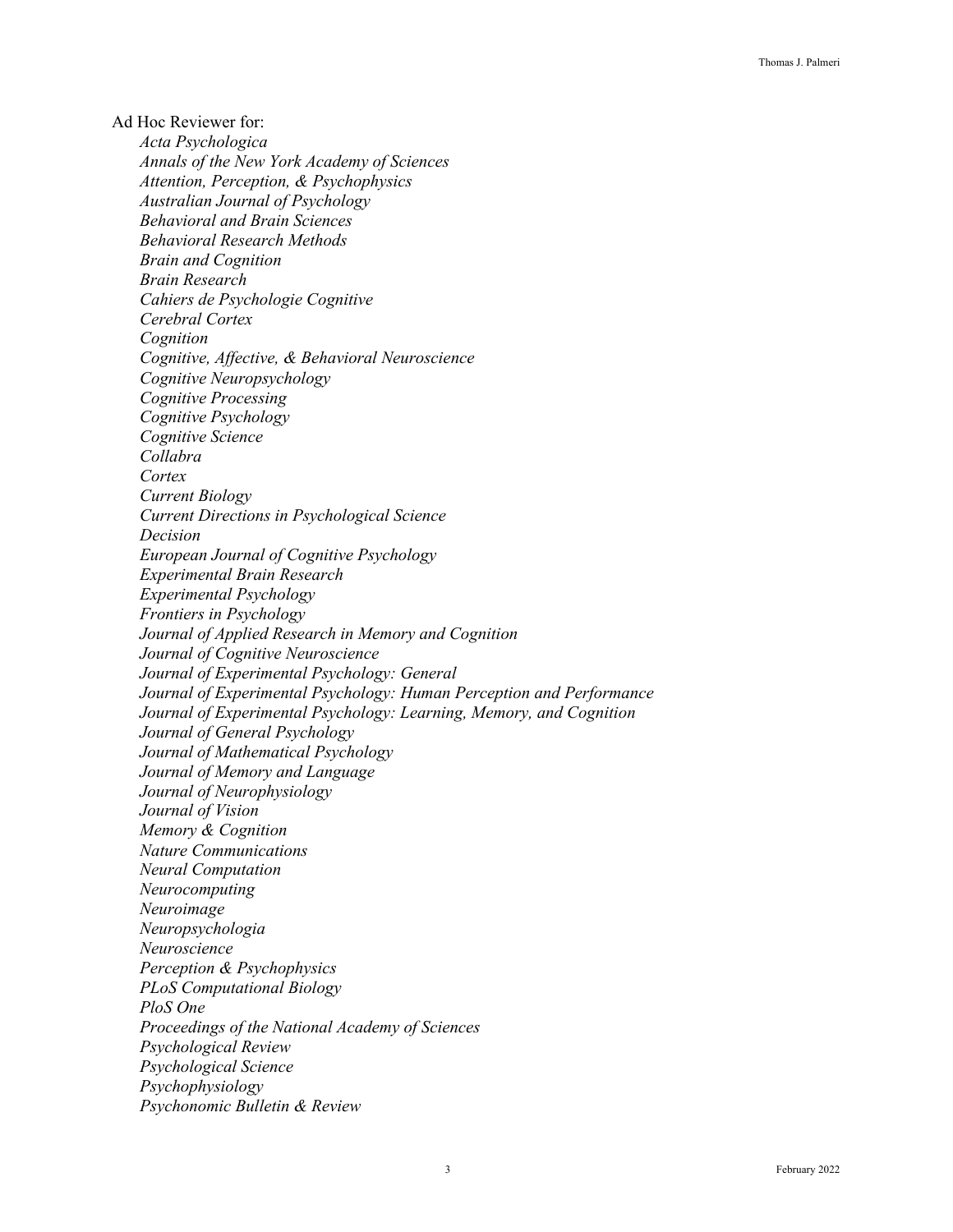Ad Hoc Reviewer for:

*Acta Psychologica*  
*Annals of the New York Academy of Sciences*  
*Attention, Perception, & Psychophysics*  
*Australian Journal of Psychology*  
*Behavioral and Brain Sciences*  
*Behavioral Research Methods*  
*Brain and Cognition*  
*Brain Research*  
*Cahiers de Psychologie Cognitive*  
*Cerebral Cortex*  
*Cognition*  
*Cognitive, Affective, & Behavioral Neuroscience*  
*Cognitive Neuropsychology*  
*Cognitive Processing*  
*Cognitive Psychology*  
*Cognitive Science*  
*Collabra*  
*Cortex*  
*Current Biology*  
*Current Directions in Psychological Science*  
*Decision*  
*European Journal of Cognitive Psychology*  
*Experimental Brain Research*  
*Experimental Psychology*  
*Frontiers in Psychology*  
*Journal of Applied Research in Memory and Cognition*  
*Journal of Cognitive Neuroscience*  
*Journal of Experimental Psychology: General*  
*Journal of Experimental Psychology: Human Perception and Performance*  
*Journal of Experimental Psychology: Learning, Memory, and Cognition*  
*Journal of General Psychology*  
*Journal of Mathematical Psychology*  
*Journal of Memory and Language*  
*Journal of Neurophysiology*  
*Journal of Vision*  
*Memory & Cognition*  
*Nature Communications*  
*Neural Computation*  
*Neurocomputing*  
*Neuroimage*  
*Neuropsychologia*  
*Neuroscience*  
*Perception & Psychophysics*  
*PLoS Computational Biology*  
*PloS One*  
*Proceedings of the National Academy of Sciences*  
*Psychological Review*  
*Psychological Science*  
*Psychophysiology*  
*Psychonomic Bulletin & Review*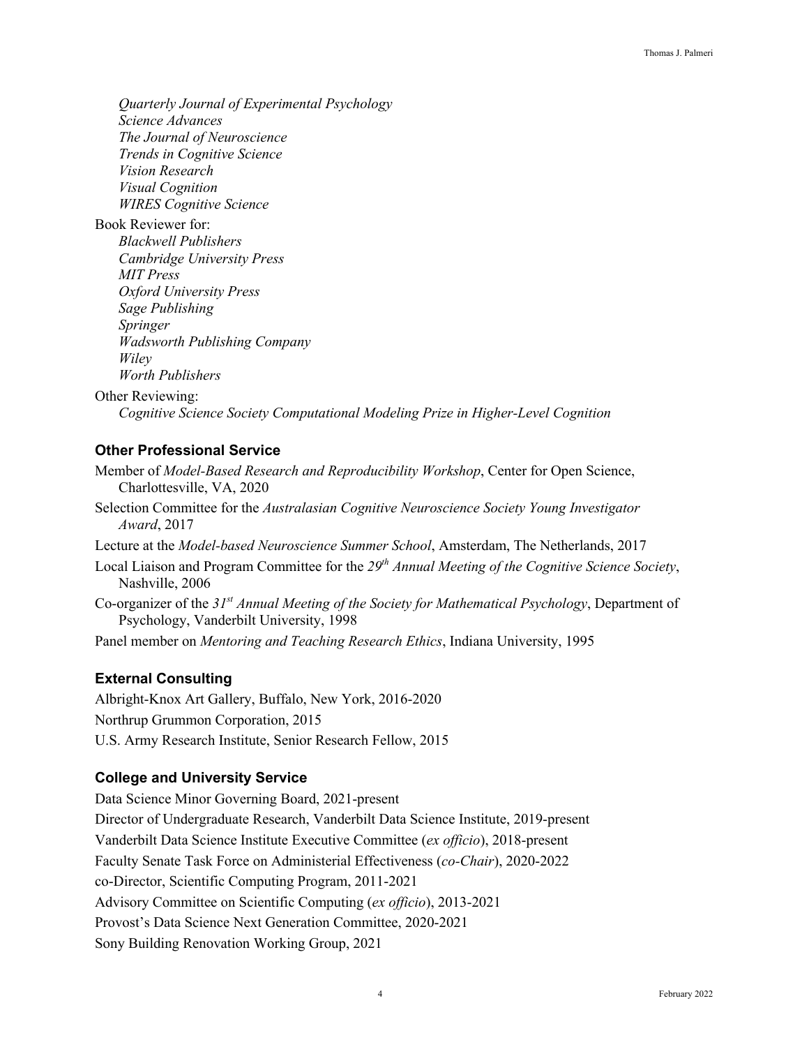*Quarterly Journal of Experimental Psychology*
*Science Advances*
*The Journal of Neuroscience*
*Trends in Cognitive Science*
*Vision Research*
*Visual Cognition*
*WIRES Cognitive Science*

Book Reviewer for:
*Blackwell Publishers*
*Cambridge University Press*
*MIT Press*
*Oxford University Press*
*Sage Publishing*
*Springer*
*Wadsworth Publishing Company*
*Wiley*
*Worth Publishers*

Other Reviewing:
*Cognitive Science Society Computational Modeling Prize in Higher-Level Cognition*

### Other Professional Service

Member of *Model-Based Research and Reproducibility Workshop*, Center for Open Science, Charlottesville, VA, 2020

Selection Committee for the *Australasian Cognitive Neuroscience Society Young Investigator Award*, 2017

Lecture at the *Model-based Neuroscience Summer School*, Amsterdam, The Netherlands, 2017

Local Liaison and Program Committee for the *29th Annual Meeting of the Cognitive Science Society*, Nashville, 2006

Co-organizer of the *31st Annual Meeting of the Society for Mathematical Psychology*, Department of Psychology, Vanderbilt University, 1998

Panel member on *Mentoring and Teaching Research Ethics*, Indiana University, 1995

### External Consulting

Albright-Knox Art Gallery, Buffalo, New York, 2016-2020

Northrup Grummon Corporation, 2015

U.S. Army Research Institute, Senior Research Fellow, 2015

### College and University Service

Data Science Minor Governing Board, 2021-present

Director of Undergraduate Research, Vanderbilt Data Science Institute, 2019-present

Vanderbilt Data Science Institute Executive Committee (*ex officio*), 2018-present

Faculty Senate Task Force on Administerial Effectiveness (*co-Chair*), 2020-2022

co-Director, Scientific Computing Program, 2011-2021

Advisory Committee on Scientific Computing (*ex officio*), 2013-2021

Provost's Data Science Next Generation Committee, 2020-2021

Sony Building Renovation Working Group, 2021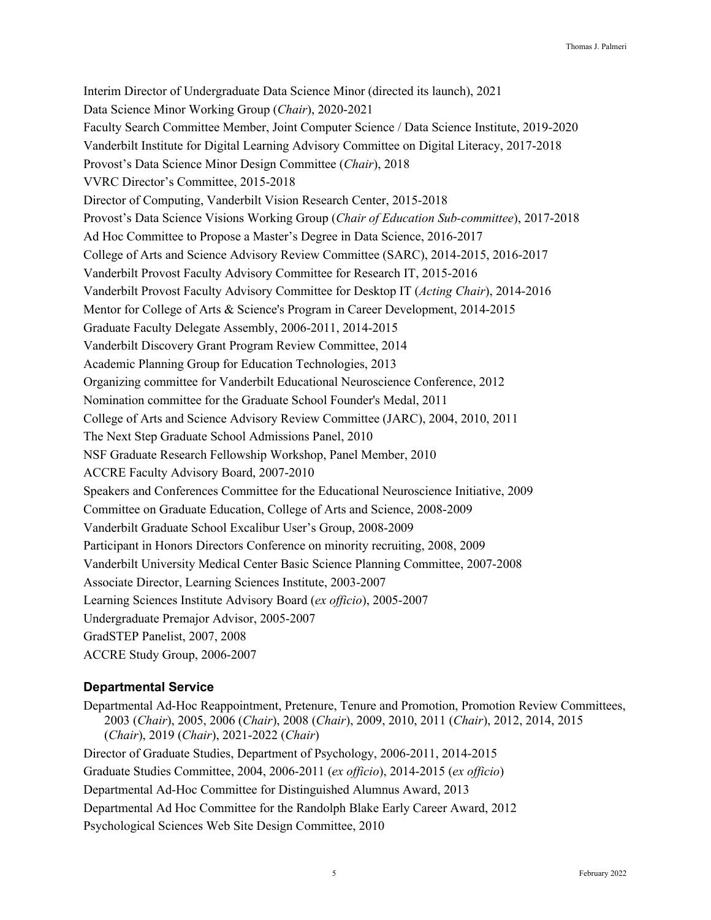Interim Director of Undergraduate Data Science Minor (directed its launch), 2021

Data Science Minor Working Group (*Chair*), 2020-2021

Faculty Search Committee Member, Joint Computer Science / Data Science Institute, 2019-2020

Vanderbilt Institute for Digital Learning Advisory Committee on Digital Literacy, 2017-2018

Provost's Data Science Minor Design Committee (*Chair*), 2018

VVRC Director's Committee, 2015-2018

Director of Computing, Vanderbilt Vision Research Center, 2015-2018

Provost's Data Science Visions Working Group (*Chair of Education Sub-committee*), 2017-2018

Ad Hoc Committee to Propose a Master's Degree in Data Science, 2016-2017

College of Arts and Science Advisory Review Committee (SARC), 2014-2015, 2016-2017

Vanderbilt Provost Faculty Advisory Committee for Research IT, 2015-2016

Vanderbilt Provost Faculty Advisory Committee for Desktop IT (*Acting Chair*), 2014-2016

Mentor for College of Arts & Science's Program in Career Development, 2014-2015

Graduate Faculty Delegate Assembly, 2006-2011, 2014-2015

Vanderbilt Discovery Grant Program Review Committee, 2014

Academic Planning Group for Education Technologies, 2013

Organizing committee for Vanderbilt Educational Neuroscience Conference, 2012

Nomination committee for the Graduate School Founder's Medal, 2011

College of Arts and Science Advisory Review Committee (JARC), 2004, 2010, 2011

The Next Step Graduate School Admissions Panel, 2010

NSF Graduate Research Fellowship Workshop, Panel Member, 2010

ACCRE Faculty Advisory Board, 2007-2010

Speakers and Conferences Committee for the Educational Neuroscience Initiative, 2009

Committee on Graduate Education, College of Arts and Science, 2008-2009

Vanderbilt Graduate School Excalibur User's Group, 2008-2009

Participant in Honors Directors Conference on minority recruiting, 2008, 2009

Vanderbilt University Medical Center Basic Science Planning Committee, 2007-2008

Associate Director, Learning Sciences Institute, 2003-2007

Learning Sciences Institute Advisory Board (*ex officio*), 2005-2007

Undergraduate Premajor Advisor, 2005-2007

GradSTEP Panelist, 2007, 2008

ACCRE Study Group, 2006-2007

### Departmental Service

Departmental Ad-Hoc Reappointment, Pretenure, Tenure and Promotion, Promotion Review Committees, 2003 (*Chair*), 2005, 2006 (*Chair*), 2008 (*Chair*), 2009, 2010, 2011 (*Chair*), 2012, 2014, 2015 (*Chair*), 2019 (*Chair*), 2021-2022 (*Chair*)

Director of Graduate Studies, Department of Psychology, 2006-2011, 2014-2015

Graduate Studies Committee, 2004, 2006-2011 (*ex officio*), 2014-2015 (*ex officio*)

Departmental Ad-Hoc Committee for Distinguished Alumnus Award, 2013

Departmental Ad Hoc Committee for the Randolph Blake Early Career Award, 2012

Psychological Sciences Web Site Design Committee, 2010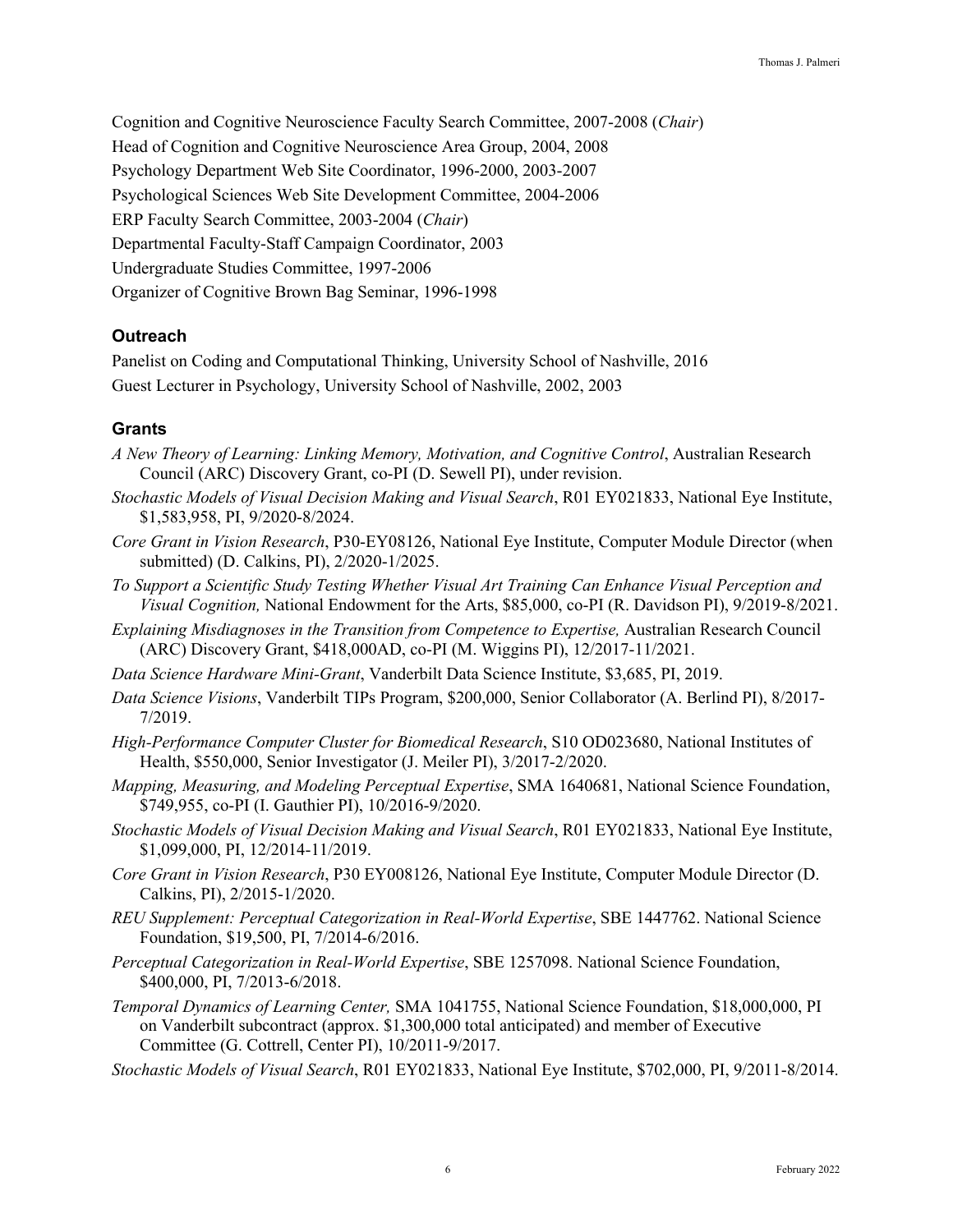Cognition and Cognitive Neuroscience Faculty Search Committee, 2007-2008 (*Chair*)

Head of Cognition and Cognitive Neuroscience Area Group, 2004, 2008

Psychology Department Web Site Coordinator, 1996-2000, 2003-2007

Psychological Sciences Web Site Development Committee, 2004-2006

ERP Faculty Search Committee, 2003-2004 (*Chair*)

Departmental Faculty-Staff Campaign Coordinator, 2003

Undergraduate Studies Committee, 1997-2006

Organizer of Cognitive Brown Bag Seminar, 1996-1998

### Outreach

Panelist on Coding and Computational Thinking, University School of Nashville, 2016

Guest Lecturer in Psychology, University School of Nashville, 2002, 2003

### Grants

*A New Theory of Learning: Linking Memory, Motivation, and Cognitive Control*, Australian Research Council (ARC) Discovery Grant, co-PI (D. Sewell PI), under revision.

*Stochastic Models of Visual Decision Making and Visual Search*, R01 EY021833, National Eye Institute, $1,583,958, PI, 9/2020-8/2024.

*Core Grant in Vision Research*, P30-EY08126, National Eye Institute, Computer Module Director (when submitted) (D. Calkins, PI), 2/2020-1/2025.

*To Support a Scientific Study Testing Whether Visual Art Training Can Enhance Visual Perception and Visual Cognition,* National Endowment for the Arts, $85,000, co-PI (R. Davidson PI), 9/2019-8/2021.

*Explaining Misdiagnoses in the Transition from Competence to Expertise,* Australian Research Council (ARC) Discovery Grant, $418,000AD, co-PI (M. Wiggins PI), 12/2017-11/2021.

*Data Science Hardware Mini-Grant*, Vanderbilt Data Science Institute, $3,685, PI, 2019.

*Data Science Visions*, Vanderbilt TIPs Program, $200,000, Senior Collaborator (A. Berlind PI), 8/2017-7/2019.

*High-Performance Computer Cluster for Biomedical Research*, S10 OD023680, National Institutes of Health, $550,000, Senior Investigator (J. Meiler PI), 3/2017-2/2020.

*Mapping, Measuring, and Modeling Perceptual Expertise*, SMA 1640681, National Science Foundation, $749,955, co-PI (I. Gauthier PI), 10/2016-9/2020.

*Stochastic Models of Visual Decision Making and Visual Search*, R01 EY021833, National Eye Institute, $1,099,000, PI, 12/2014-11/2019.

*Core Grant in Vision Research*, P30 EY008126, National Eye Institute, Computer Module Director (D. Calkins, PI), 2/2015-1/2020.

*REU Supplement: Perceptual Categorization in Real-World Expertise*, SBE 1447762. National Science Foundation, $19,500, PI, 7/2014-6/2016.

*Perceptual Categorization in Real-World Expertise*, SBE 1257098. National Science Foundation, $400,000, PI, 7/2013-6/2018.

*Temporal Dynamics of Learning Center,* SMA 1041755, National Science Foundation, $18,000,000, PI on Vanderbilt subcontract (approx. $1,300,000 total anticipated) and member of Executive Committee (G. Cottrell, Center PI), 10/2011-9/2017.

*Stochastic Models of Visual Search*, R01 EY021833, National Eye Institute, $702,000, PI, 9/2011-8/2014.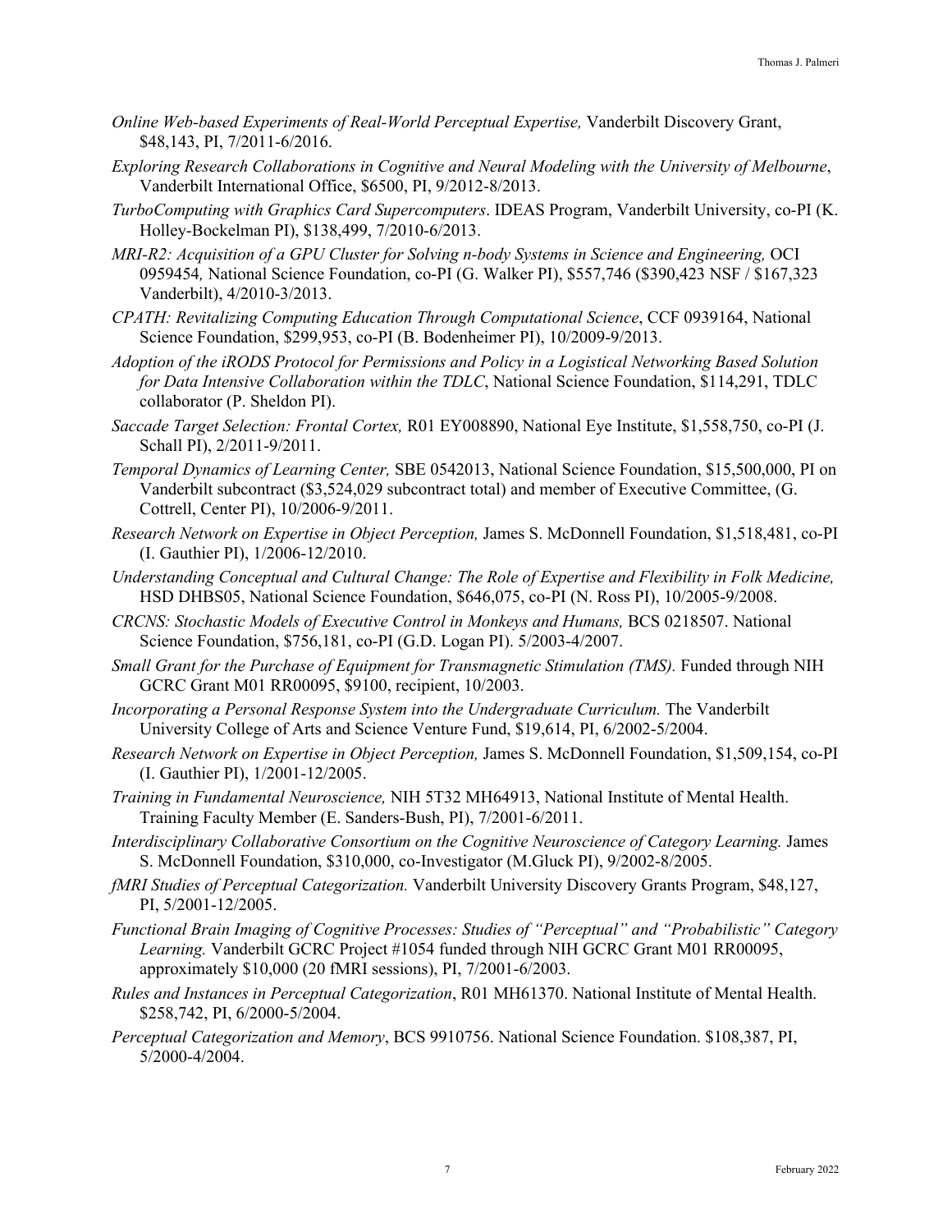*Online Web-based Experiments of Real-World Perceptual Expertise,* Vanderbilt Discovery Grant, $48,143, PI, 7/2011-6/2016.

*Exploring Research Collaborations in Cognitive and Neural Modeling with the University of Melbourne*, Vanderbilt International Office, $6500, PI, 9/2012-8/2013.

*TurboComputing with Graphics Card Supercomputers*. IDEAS Program, Vanderbilt University, co-PI (K. Holley-Bockelman PI), $138,499, 7/2010-6/2013.

*MRI-R2: Acquisition of a GPU Cluster for Solving n-body Systems in Science and Engineering,* OCI 0959454*,* National Science Foundation, co-PI (G. Walker PI), $557,746 ($390,423 NSF / $167,323 Vanderbilt), 4/2010-3/2013.

*CPATH: Revitalizing Computing Education Through Computational Science*, CCF 0939164, National Science Foundation, $299,953, co-PI (B. Bodenheimer PI), 10/2009-9/2013.

*Adoption of the iRODS Protocol for Permissions and Policy in a Logistical Networking Based Solution for Data Intensive Collaboration within the TDLC*, National Science Foundation, $114,291, TDLC collaborator (P. Sheldon PI).

*Saccade Target Selection: Frontal Cortex,* R01 EY008890, National Eye Institute, $1,558,750, co-PI (J. Schall PI), 2/2011-9/2011.

*Temporal Dynamics of Learning Center,* SBE 0542013, National Science Foundation, $15,500,000, PI on Vanderbilt subcontract ($3,524,029 subcontract total) and member of Executive Committee, (G. Cottrell, Center PI), 10/2006-9/2011.

*Research Network on Expertise in Object Perception,* James S. McDonnell Foundation, $1,518,481, co-PI (I. Gauthier PI), 1/2006-12/2010.

*Understanding Conceptual and Cultural Change: The Role of Expertise and Flexibility in Folk Medicine,* HSD DHBS05, National Science Foundation, $646,075, co-PI (N. Ross PI), 10/2005-9/2008.

*CRCNS: Stochastic Models of Executive Control in Monkeys and Humans,* BCS 0218507. National Science Foundation, $756,181, co-PI (G.D. Logan PI). 5/2003-4/2007.

*Small Grant for the Purchase of Equipment for Transmagnetic Stimulation (TMS).* Funded through NIH GCRC Grant M01 RR00095, $9100, recipient, 10/2003.

*Incorporating a Personal Response System into the Undergraduate Curriculum.* The Vanderbilt University College of Arts and Science Venture Fund, $19,614, PI, 6/2002-5/2004.

*Research Network on Expertise in Object Perception,* James S. McDonnell Foundation, $1,509,154, co-PI (I. Gauthier PI), 1/2001-12/2005.

*Training in Fundamental Neuroscience,* NIH 5T32 MH64913, National Institute of Mental Health. Training Faculty Member (E. Sanders-Bush, PI), 7/2001-6/2011.

*Interdisciplinary Collaborative Consortium on the Cognitive Neuroscience of Category Learning.* James S. McDonnell Foundation, $310,000, co-Investigator (M.Gluck PI), 9/2002-8/2005.

*fMRI Studies of Perceptual Categorization.* Vanderbilt University Discovery Grants Program, $48,127, PI, 5/2001-12/2005.

*Functional Brain Imaging of Cognitive Processes: Studies of "Perceptual" and "Probabilistic" Category Learning.* Vanderbilt GCRC Project #1054 funded through NIH GCRC Grant M01 RR00095, approximately $10,000 (20 fMRI sessions), PI, 7/2001-6/2003.

*Rules and Instances in Perceptual Categorization*, R01 MH61370. National Institute of Mental Health. $258,742, PI, 6/2000-5/2004.

*Perceptual Categorization and Memory*, BCS 9910756. National Science Foundation. $108,387, PI, 5/2000-4/2004.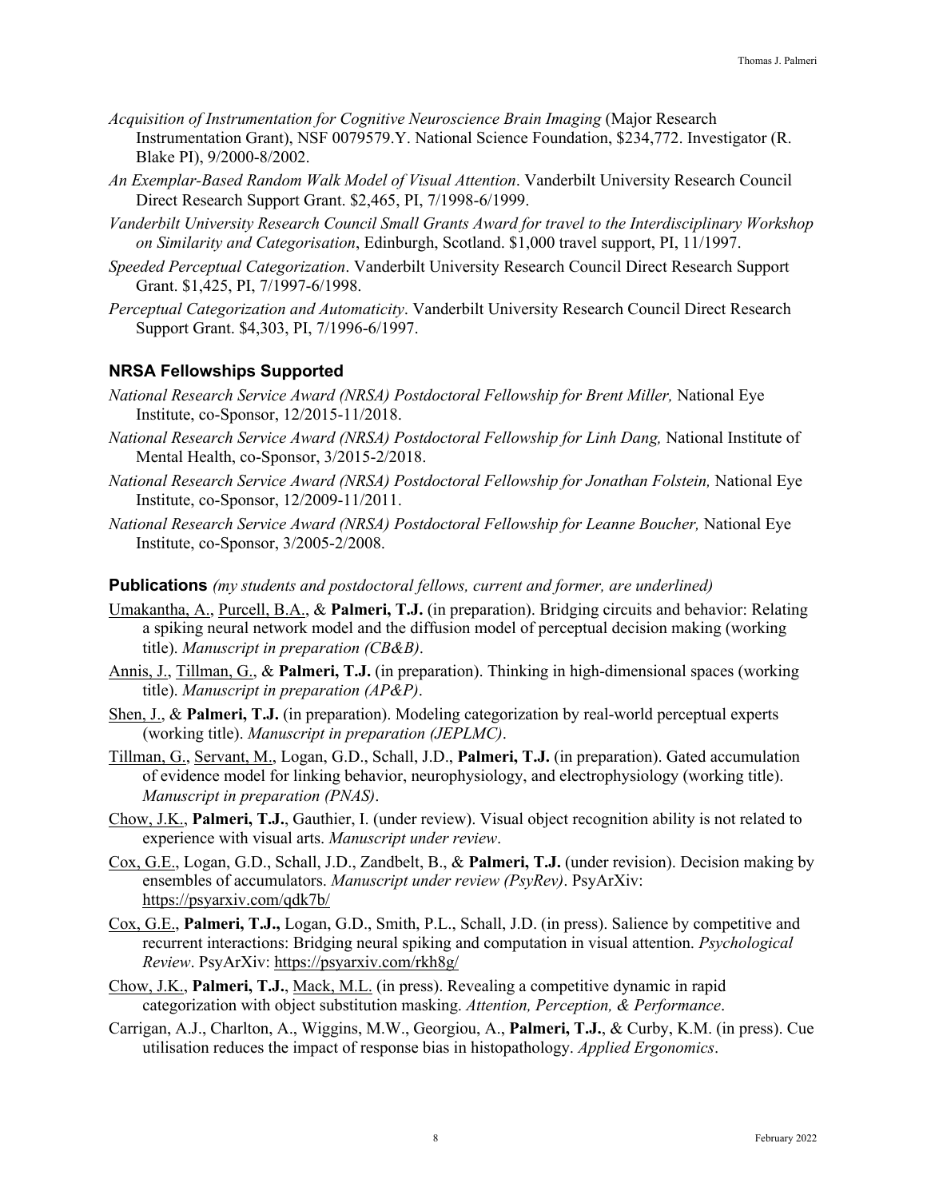*Acquisition of Instrumentation for Cognitive Neuroscience Brain Imaging* (Major Research Instrumentation Grant), NSF 0079579.Y. National Science Foundation, $234,772. Investigator (R. Blake PI), 9/2000-8/2002.

*An Exemplar-Based Random Walk Model of Visual Attention*. Vanderbilt University Research Council Direct Research Support Grant. $2,465, PI, 7/1998-6/1999.

*Vanderbilt University Research Council Small Grants Award for travel to the Interdisciplinary Workshop on Similarity and Categorisation*, Edinburgh, Scotland. $1,000 travel support, PI, 11/1997.

*Speeded Perceptual Categorization*. Vanderbilt University Research Council Direct Research Support Grant. $1,425, PI, 7/1997-6/1998.

*Perceptual Categorization and Automaticity*. Vanderbilt University Research Council Direct Research Support Grant. $4,303, PI, 7/1996-6/1997.

### NRSA Fellowships Supported

*National Research Service Award (NRSA) Postdoctoral Fellowship for Brent Miller,* National Eye Institute, co-Sponsor, 12/2015-11/2018.

*National Research Service Award (NRSA) Postdoctoral Fellowship for Linh Dang,* National Institute of Mental Health, co-Sponsor, 3/2015-2/2018.

*National Research Service Award (NRSA) Postdoctoral Fellowship for Jonathan Folstein,* National Eye Institute, co-Sponsor, 12/2009-11/2011.

*National Research Service Award (NRSA) Postdoctoral Fellowship for Leanne Boucher,* National Eye Institute, co-Sponsor, 3/2005-2/2008.

### Publications *(my students and postdoctoral fellows, current and former, are underlined)*

<u>Umakantha, A.</u>, <u>Purcell, B.A.</u>, & **Palmeri, T.J.** (in preparation). Bridging circuits and behavior: Relating a spiking neural network model and the diffusion model of perceptual decision making (working title). *Manuscript in preparation (CB&B)*.

<u>Annis, J.</u>, <u>Tillman, G.</u>, & **Palmeri, T.J.** (in preparation). Thinking in high-dimensional spaces (working title). *Manuscript in preparation (AP&P)*.

<u>Shen, J.</u>, & **Palmeri, T.J.** (in preparation). Modeling categorization by real-world perceptual experts (working title). *Manuscript in preparation (JEPLMC)*.

<u>Tillman, G.</u>, <u>Servant, M.</u>, Logan, G.D., Schall, J.D., **Palmeri, T.J.** (in preparation). Gated accumulation of evidence model for linking behavior, neurophysiology, and electrophysiology (working title). *Manuscript in preparation (PNAS)*.

<u>Chow, J.K.</u>, **Palmeri, T.J.**, Gauthier, I. (under review). Visual object recognition ability is not related to experience with visual arts. *Manuscript under review*.

<u>Cox, G.E.</u>, Logan, G.D., Schall, J.D., Zandbelt, B., & **Palmeri, T.J.** (under revision). Decision making by ensembles of accumulators. *Manuscript under review (PsyRev)*. PsyArXiv: https://psyarxiv.com/qdk7b/

<u>Cox, G.E.</u>, **Palmeri, T.J.,** Logan, G.D., Smith, P.L., Schall, J.D. (in press). Salience by competitive and recurrent interactions: Bridging neural spiking and computation in visual attention. *Psychological Review*. PsyArXiv: https://psyarxiv.com/rkh8g/

<u>Chow, J.K.</u>, **Palmeri, T.J.**, <u>Mack, M.L.</u> (in press). Revealing a competitive dynamic in rapid categorization with object substitution masking. *Attention, Perception, & Performance*.

Carrigan, A.J., Charlton, A., Wiggins, M.W., Georgiou, A., **Palmeri, T.J.**, & Curby, K.M. (in press). Cue utilisation reduces the impact of response bias in histopathology. *Applied Ergonomics*.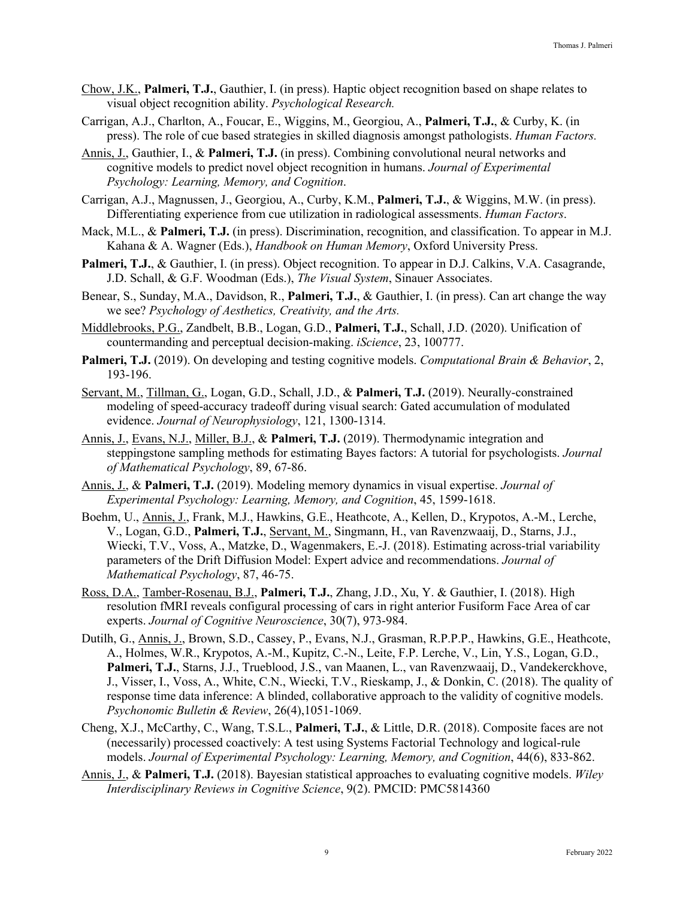Chow, J.K., **Palmeri, T.J.**, Gauthier, I. (in press). Haptic object recognition based on shape relates to visual object recognition ability. *Psychological Research.*

Carrigan, A.J., Charlton, A., Foucar, E., Wiggins, M., Georgiou, A., **Palmeri, T.J.**, & Curby, K. (in press). The role of cue based strategies in skilled diagnosis amongst pathologists. *Human Factors.*

Annis, J., Gauthier, I., & **Palmeri, T.J.** (in press). Combining convolutional neural networks and cognitive models to predict novel object recognition in humans. *Journal of Experimental Psychology: Learning, Memory, and Cognition*.

Carrigan, A.J., Magnussen, J., Georgiou, A., Curby, K.M., **Palmeri, T.J.**, & Wiggins, M.W. (in press). Differentiating experience from cue utilization in radiological assessments. *Human Factors*.

Mack, M.L., & **Palmeri, T.J.** (in press). Discrimination, recognition, and classification. To appear in M.J. Kahana & A. Wagner (Eds.), *Handbook on Human Memory*, Oxford University Press.

**Palmeri, T.J.**, & Gauthier, I. (in press). Object recognition. To appear in D.J. Calkins, V.A. Casagrande, J.D. Schall, & G.F. Woodman (Eds.), *The Visual System*, Sinauer Associates.

Benear, S., Sunday, M.A., Davidson, R., **Palmeri, T.J.**, & Gauthier, I. (in press). Can art change the way we see? *Psychology of Aesthetics, Creativity, and the Arts.*

Middlebrooks, P.G., Zandbelt, B.B., Logan, G.D., **Palmeri, T.J.**, Schall, J.D. (2020). Unification of countermanding and perceptual decision-making. *iScience*, 23, 100777.

**Palmeri, T.J.** (2019). On developing and testing cognitive models. *Computational Brain & Behavior*, 2, 193-196.

Servant, M., Tillman, G., Logan, G.D., Schall, J.D., & **Palmeri, T.J.** (2019). Neurally-constrained modeling of speed-accuracy tradeoff during visual search: Gated accumulation of modulated evidence. *Journal of Neurophysiology*, 121, 1300-1314.

Annis, J., Evans, N.J., Miller, B.J., & **Palmeri, T.J.** (2019). Thermodynamic integration and steppingstone sampling methods for estimating Bayes factors: A tutorial for psychologists. *Journal of Mathematical Psychology*, 89, 67-86.

Annis, J., & **Palmeri, T.J.** (2019). Modeling memory dynamics in visual expertise. *Journal of Experimental Psychology: Learning, Memory, and Cognition*, 45, 1599-1618.

Boehm, U., Annis, J., Frank, M.J., Hawkins, G.E., Heathcote, A., Kellen, D., Krypotos, A.-M., Lerche, V., Logan, G.D., **Palmeri, T.J.**, Servant, M., Singmann, H., van Ravenzwaaij, D., Starns, J.J., Wiecki, T.V., Voss, A., Matzke, D., Wagenmakers, E.-J. (2018). Estimating across-trial variability parameters of the Drift Diffusion Model: Expert advice and recommendations. *Journal of Mathematical Psychology*, 87, 46-75.

Ross, D.A., Tamber-Rosenau, B.J., **Palmeri, T.J.**, Zhang, J.D., Xu, Y. & Gauthier, I. (2018). High resolution fMRI reveals configural processing of cars in right anterior Fusiform Face Area of car experts. *Journal of Cognitive Neuroscience*, 30(7), 973-984.

Dutilh, G., Annis, J., Brown, S.D., Cassey, P., Evans, N.J., Grasman, R.P.P.P., Hawkins, G.E., Heathcote, A., Holmes, W.R., Krypotos, A.-M., Kupitz, C.-N., Leite, F.P. Lerche, V., Lin, Y.S., Logan, G.D., **Palmeri, T.J.**, Starns, J.J., Trueblood, J.S., van Maanen, L., van Ravenzwaaij, D., Vandekerckhove, J., Visser, I., Voss, A., White, C.N., Wiecki, T.V., Rieskamp, J., & Donkin, C. (2018). The quality of response time data inference: A blinded, collaborative approach to the validity of cognitive models. *Psychonomic Bulletin & Review*, 26(4),1051-1069.

Cheng, X.J., McCarthy, C., Wang, T.S.L., **Palmeri, T.J.**, & Little, D.R. (2018). Composite faces are not (necessarily) processed coactively: A test using Systems Factorial Technology and logical-rule models. *Journal of Experimental Psychology: Learning, Memory, and Cognition*, 44(6), 833-862.

Annis, J., & **Palmeri, T.J.** (2018). Bayesian statistical approaches to evaluating cognitive models. *Wiley Interdisciplinary Reviews in Cognitive Science*, 9(2). PMCID: PMC5814360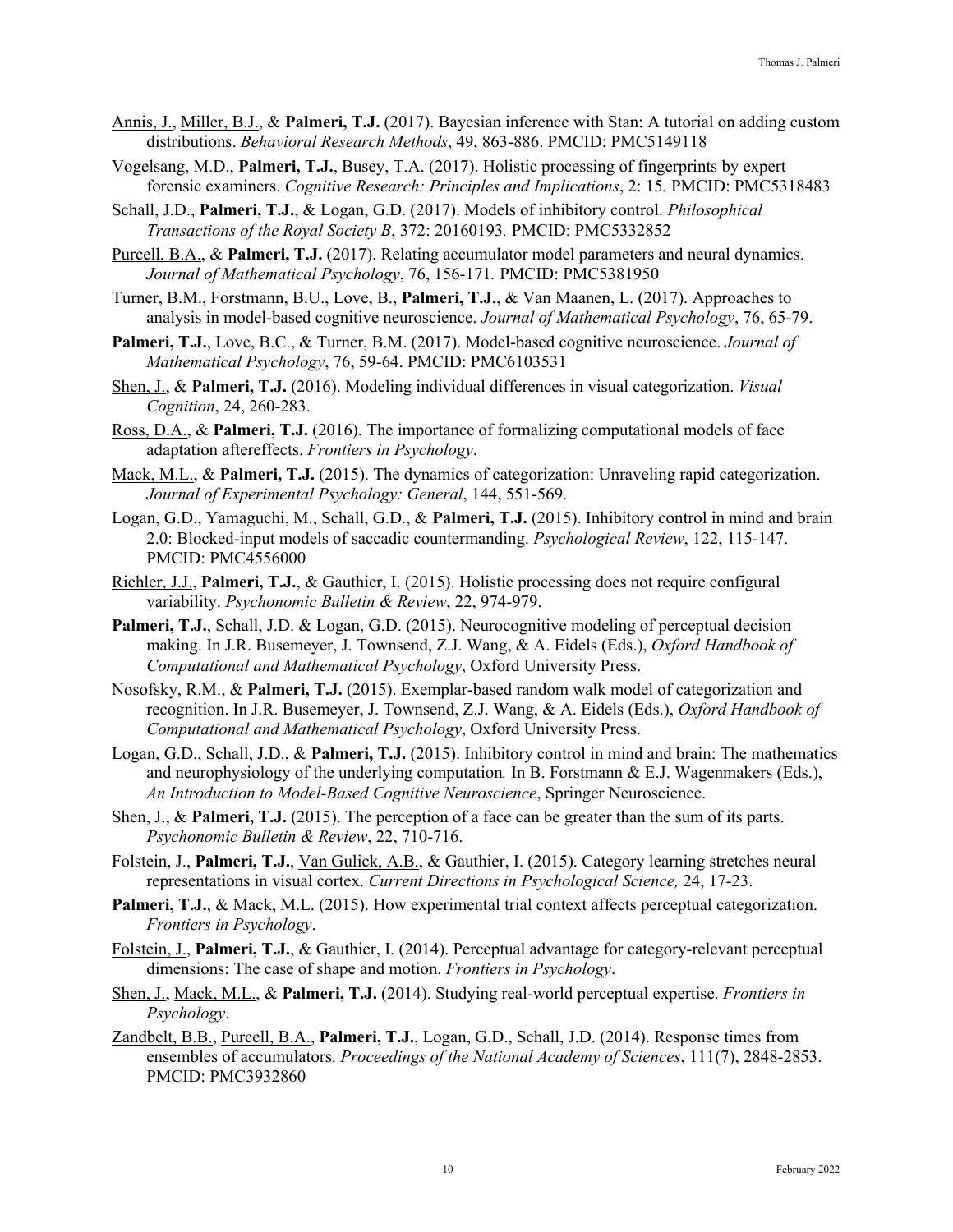Annis, J., Miller, B.J., & **Palmeri, T.J.** (2017). Bayesian inference with Stan: A tutorial on adding custom distributions. *Behavioral Research Methods*, 49, 863-886. PMCID: PMC5149118

Vogelsang, M.D., **Palmeri, T.J.**, Busey, T.A. (2017). Holistic processing of fingerprints by expert forensic examiners. *Cognitive Research: Principles and Implications*, 2: 15*.* PMCID: PMC5318483

Schall, J.D., **Palmeri, T.J.**, & Logan, G.D. (2017). Models of inhibitory control. *Philosophical Transactions of the Royal Society B*, 372: 20160193*.* PMCID: PMC5332852

Purcell, B.A., & **Palmeri, T.J.** (2017). Relating accumulator model parameters and neural dynamics. *Journal of Mathematical Psychology*, 76, 156-171*.* PMCID: PMC5381950

Turner, B.M., Forstmann, B.U., Love, B., **Palmeri, T.J.**, & Van Maanen, L. (2017). Approaches to analysis in model-based cognitive neuroscience. *Journal of Mathematical Psychology*, 76, 65-79.

**Palmeri, T.J.**, Love, B.C., & Turner, B.M. (2017). Model-based cognitive neuroscience. *Journal of Mathematical Psychology*, 76, 59-64. PMCID: PMC6103531

Shen, J., & **Palmeri, T.J.** (2016). Modeling individual differences in visual categorization. *Visual Cognition*, 24, 260-283.

Ross, D.A., & **Palmeri, T.J.** (2016). The importance of formalizing computational models of face adaptation aftereffects. *Frontiers in Psychology*.

Mack, M.L., & **Palmeri, T.J.** (2015). The dynamics of categorization: Unraveling rapid categorization. *Journal of Experimental Psychology: General*, 144, 551-569.

Logan, G.D., Yamaguchi, M., Schall, G.D., & **Palmeri, T.J.** (2015). Inhibitory control in mind and brain 2.0: Blocked-input models of saccadic countermanding. *Psychological Review*, 122, 115-147. PMCID: PMC4556000

Richler, J.J., **Palmeri, T.J.**, & Gauthier, I. (2015). Holistic processing does not require configural variability. *Psychonomic Bulletin & Review*, 22, 974-979.

**Palmeri, T.J.**, Schall, J.D. & Logan, G.D. (2015). Neurocognitive modeling of perceptual decision making. In J.R. Busemeyer, J. Townsend, Z.J. Wang, & A. Eidels (Eds.), *Oxford Handbook of Computational and Mathematical Psychology*, Oxford University Press.

Nosofsky, R.M., & **Palmeri, T.J.** (2015). Exemplar-based random walk model of categorization and recognition. In J.R. Busemeyer, J. Townsend, Z.J. Wang, & A. Eidels (Eds.), *Oxford Handbook of Computational and Mathematical Psychology*, Oxford University Press.

Logan, G.D., Schall, J.D., & **Palmeri, T.J.** (2015). Inhibitory control in mind and brain: The mathematics and neurophysiology of the underlying computation*.* In B. Forstmann & E.J. Wagenmakers (Eds.), *An Introduction to Model-Based Cognitive Neuroscience*, Springer Neuroscience.

Shen, J., & **Palmeri, T.J.** (2015). The perception of a face can be greater than the sum of its parts. *Psychonomic Bulletin & Review*, 22, 710-716.

Folstein, J., **Palmeri, T.J.**, Van Gulick, A.B., & Gauthier, I. (2015). Category learning stretches neural representations in visual cortex. *Current Directions in Psychological Science,* 24, 17-23.

**Palmeri, T.J.**, & Mack, M.L. (2015). How experimental trial context affects perceptual categorization. *Frontiers in Psychology*.

Folstein, J., **Palmeri, T.J.**, & Gauthier, I. (2014). Perceptual advantage for category-relevant perceptual dimensions: The case of shape and motion. *Frontiers in Psychology*.

Shen, J., Mack, M.L., & **Palmeri, T.J.** (2014). Studying real-world perceptual expertise. *Frontiers in Psychology*.

Zandbelt, B.B., Purcell, B.A., **Palmeri, T.J.**, Logan, G.D., Schall, J.D. (2014). Response times from ensembles of accumulators. *Proceedings of the National Academy of Sciences*, 111(7), 2848-2853. PMCID: PMC3932860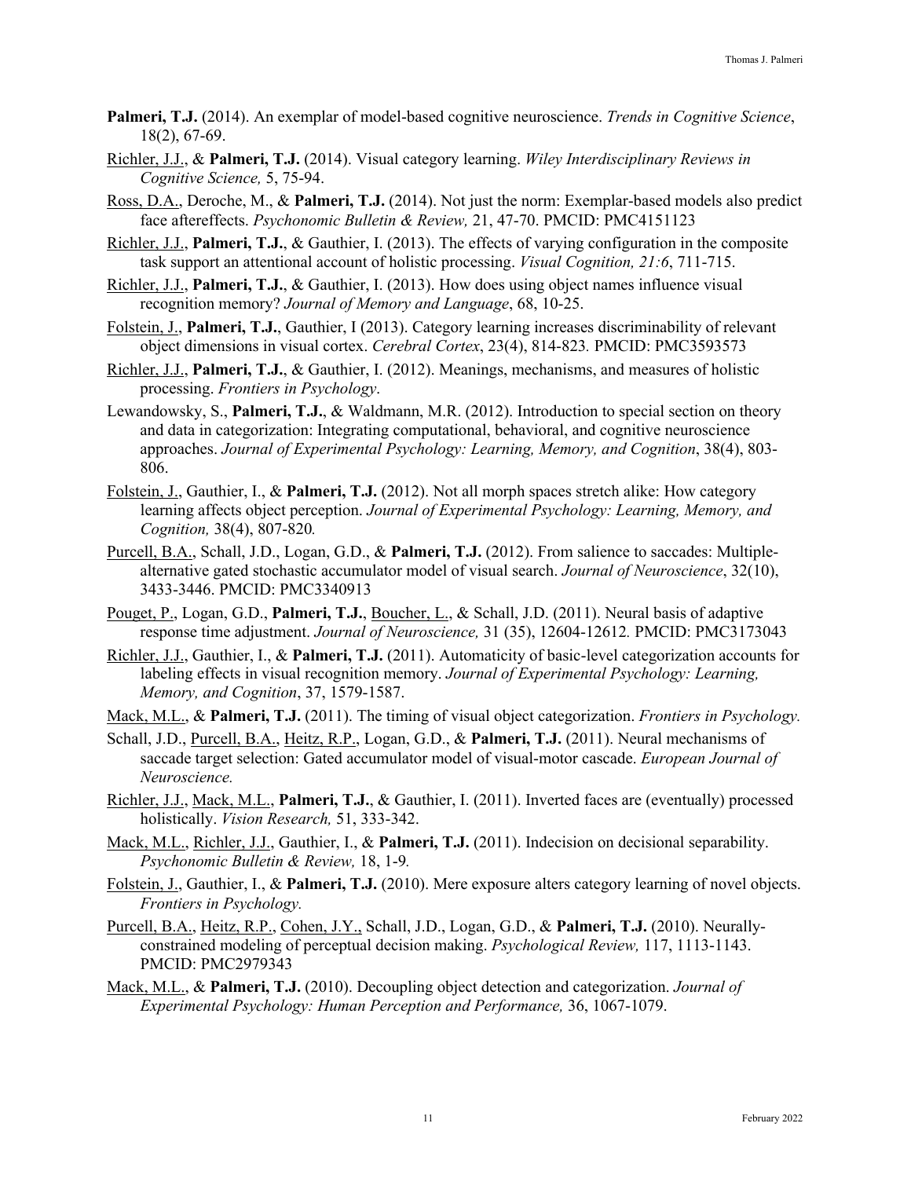**Palmeri, T.J.** (2014). An exemplar of model-based cognitive neuroscience. *Trends in Cognitive Science*, 18(2), 67-69.

<u>Richler, J.J.</u>, & **Palmeri, T.J.** (2014). Visual category learning. *Wiley Interdisciplinary Reviews in Cognitive Science,* 5, 75-94.

<u>Ross, D.A.</u>, Deroche, M., & **Palmeri, T.J.** (2014). Not just the norm: Exemplar-based models also predict face aftereffects. *Psychonomic Bulletin & Review,* 21, 47-70. PMCID: PMC4151123

<u>Richler, J.J.</u>, **Palmeri, T.J.**, & Gauthier, I. (2013). The effects of varying configuration in the composite task support an attentional account of holistic processing. *Visual Cognition, 21:6*, 711-715.

<u>Richler, J.J.</u>, **Palmeri, T.J.**, & Gauthier, I. (2013). How does using object names influence visual recognition memory? *Journal of Memory and Language*, 68, 10-25.

<u>Folstein, J.</u>, **Palmeri, T.J.**, Gauthier, I (2013). Category learning increases discriminability of relevant object dimensions in visual cortex. *Cerebral Cortex*, 23(4), 814-823. PMCID: PMC3593573

<u>Richler, J.J.</u>, **Palmeri, T.J.**, & Gauthier, I. (2012). Meanings, mechanisms, and measures of holistic processing. *Frontiers in Psychology*.

Lewandowsky, S., **Palmeri, T.J.**, & Waldmann, M.R. (2012). Introduction to special section on theory and data in categorization: Integrating computational, behavioral, and cognitive neuroscience approaches. *Journal of Experimental Psychology: Learning, Memory, and Cognition*, 38(4), 803-806.

<u>Folstein, J.</u>, Gauthier, I., & **Palmeri, T.J.** (2012). Not all morph spaces stretch alike: How category learning affects object perception. *Journal of Experimental Psychology: Learning, Memory, and Cognition,* 38(4), 807-820*.*

<u>Purcell, B.A.</u>, Schall, J.D., Logan, G.D., & **Palmeri, T.J.** (2012). From salience to saccades: Multiple-alternative gated stochastic accumulator model of visual search. *Journal of Neuroscience*, 32(10), 3433-3446. PMCID: PMC3340913

<u>Pouget, P.</u>, Logan, G.D., **Palmeri, T.J.**, <u>Boucher, L.</u>, & Schall, J.D. (2011). Neural basis of adaptive response time adjustment. *Journal of Neuroscience,* 31 (35), 12604-12612*.* PMCID: PMC3173043

<u>Richler, J.J.</u>, Gauthier, I., & **Palmeri, T.J.** (2011). Automaticity of basic-level categorization accounts for labeling effects in visual recognition memory. *Journal of Experimental Psychology: Learning, Memory, and Cognition*, 37, 1579-1587.

<u>Mack, M.L.</u>, & **Palmeri, T.J.** (2011). The timing of visual object categorization. *Frontiers in Psychology.*

Schall, J.D., <u>Purcell, B.A.</u>, <u>Heitz, R.P.</u>, Logan, G.D., & **Palmeri, T.J.** (2011). Neural mechanisms of saccade target selection: Gated accumulator model of visual-motor cascade. *European Journal of Neuroscience.*

<u>Richler, J.J.</u>, <u>Mack, M.L.</u>, **Palmeri, T.J.**, & Gauthier, I. (2011). Inverted faces are (eventually) processed holistically. *Vision Research,* 51, 333-342.

<u>Mack, M.L.</u>, <u>Richler, J.J.</u>, Gauthier, I., & **Palmeri, T.J.** (2011). Indecision on decisional separability. *Psychonomic Bulletin & Review,* 18, 1-9*.*

<u>Folstein, J.</u>, Gauthier, I., & **Palmeri, T.J.** (2010). Mere exposure alters category learning of novel objects. *Frontiers in Psychology.*

<u>Purcell, B.A.</u>, <u>Heitz, R.P.</u>, <u>Cohen, J.Y.</u>, Schall, J.D., Logan, G.D., & **Palmeri, T.J.** (2010). Neurally-constrained modeling of perceptual decision making. *Psychological Review,* 117, 1113-1143. PMCID: PMC2979343

<u>Mack, M.L.</u>, & **Palmeri, T.J.** (2010). Decoupling object detection and categorization. *Journal of Experimental Psychology: Human Perception and Performance,* 36, 1067-1079.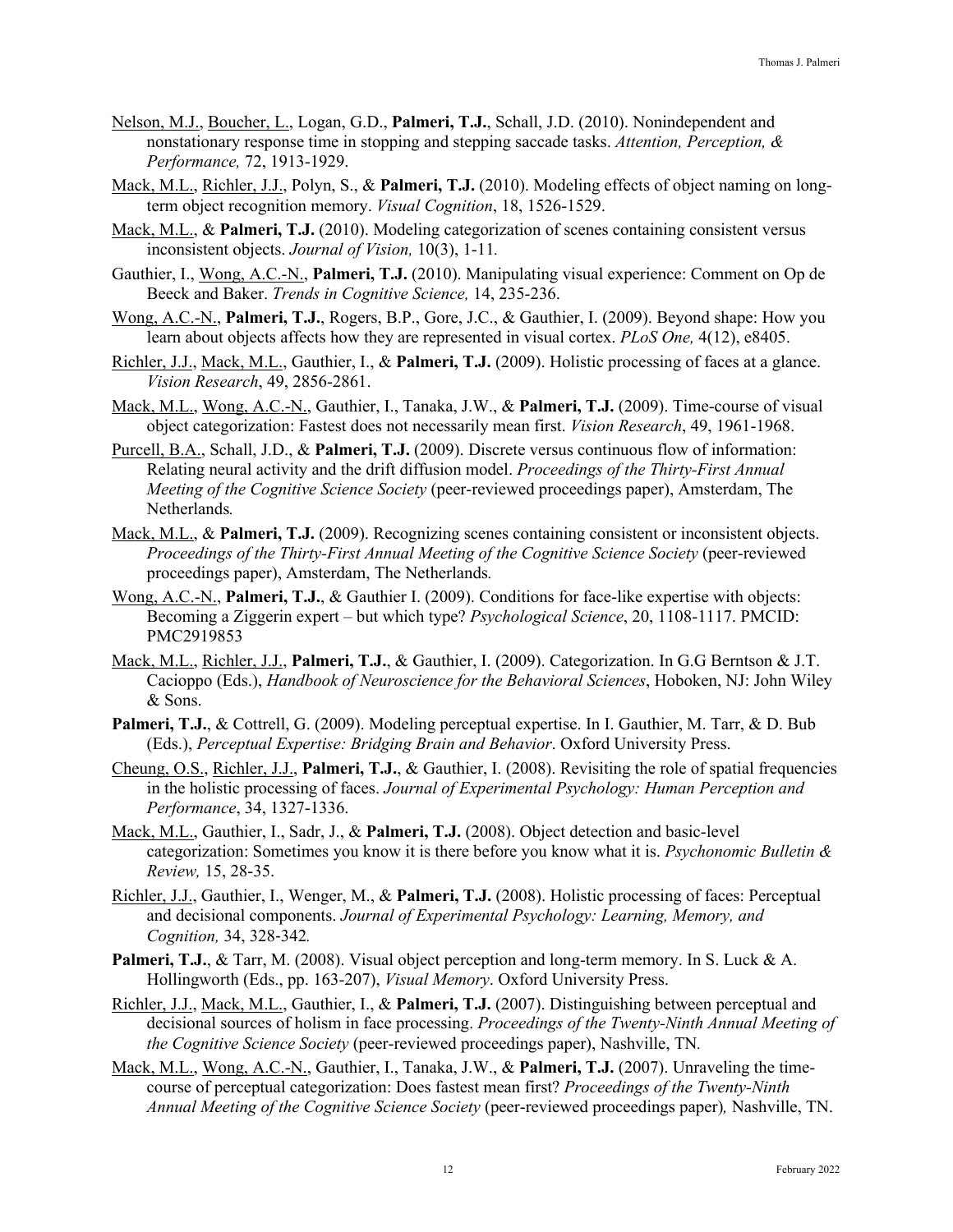Nelson, M.J., Boucher, L., Logan, G.D., **Palmeri, T.J.**, Schall, J.D. (2010). Nonindependent and nonstationary response time in stopping and stepping saccade tasks. *Attention, Perception, & Performance,* 72, 1913-1929.

Mack, M.L., Richler, J.J., Polyn, S., & **Palmeri, T.J.** (2010). Modeling effects of object naming on long-term object recognition memory. *Visual Cognition*, 18, 1526-1529.

Mack, M.L., & **Palmeri, T.J.** (2010). Modeling categorization of scenes containing consistent versus inconsistent objects. *Journal of Vision,* 10(3), 1-11*.*

Gauthier, I., Wong, A.C.-N., **Palmeri, T.J.** (2010). Manipulating visual experience: Comment on Op de Beeck and Baker. *Trends in Cognitive Science,* 14, 235-236.

Wong, A.C.-N., **Palmeri, T.J.**, Rogers, B.P., Gore, J.C., & Gauthier, I. (2009). Beyond shape: How you learn about objects affects how they are represented in visual cortex. *PLoS One,* 4(12), e8405.

Richler, J.J., Mack, M.L., Gauthier, I., & **Palmeri, T.J.** (2009). Holistic processing of faces at a glance. *Vision Research*, 49, 2856-2861.

Mack, M.L., Wong, A.C.-N., Gauthier, I., Tanaka, J.W., & **Palmeri, T.J.** (2009). Time-course of visual object categorization: Fastest does not necessarily mean first. *Vision Research*, 49, 1961-1968.

Purcell, B.A., Schall, J.D., & **Palmeri, T.J.** (2009). Discrete versus continuous flow of information: Relating neural activity and the drift diffusion model. *Proceedings of the Thirty-First Annual Meeting of the Cognitive Science Society* (peer-reviewed proceedings paper), Amsterdam, The Netherlands*.*

Mack, M.L., & **Palmeri, T.J.** (2009). Recognizing scenes containing consistent or inconsistent objects. *Proceedings of the Thirty-First Annual Meeting of the Cognitive Science Society* (peer-reviewed proceedings paper), Amsterdam, The Netherlands*.*

Wong, A.C.-N., **Palmeri, T.J.**, & Gauthier I. (2009). Conditions for face-like expertise with objects: Becoming a Ziggerin expert – but which type? *Psychological Science*, 20, 1108-1117. PMCID: PMC2919853

Mack, M.L., Richler, J.J., **Palmeri, T.J.**, & Gauthier, I. (2009). Categorization. In G.G Berntson & J.T. Cacioppo (Eds.), *Handbook of Neuroscience for the Behavioral Sciences*, Hoboken, NJ: John Wiley & Sons.

**Palmeri, T.J.**, & Cottrell, G. (2009). Modeling perceptual expertise. In I. Gauthier, M. Tarr, & D. Bub (Eds.), *Perceptual Expertise: Bridging Brain and Behavior*. Oxford University Press.

Cheung, O.S., Richler, J.J., **Palmeri, T.J.**, & Gauthier, I. (2008). Revisiting the role of spatial frequencies in the holistic processing of faces. *Journal of Experimental Psychology: Human Perception and Performance*, 34, 1327-1336.

Mack, M.L., Gauthier, I., Sadr, J., & **Palmeri, T.J.** (2008). Object detection and basic-level categorization: Sometimes you know it is there before you know what it is. *Psychonomic Bulletin & Review,* 15, 28-35.

Richler, J.J., Gauthier, I., Wenger, M., & **Palmeri, T.J.** (2008). Holistic processing of faces: Perceptual and decisional components. *Journal of Experimental Psychology: Learning, Memory, and Cognition,* 34, 328-342*.*

**Palmeri, T.J.**, & Tarr, M. (2008). Visual object perception and long-term memory. In S. Luck & A. Hollingworth (Eds., pp. 163-207), *Visual Memory*. Oxford University Press.

Richler, J.J., Mack, M.L., Gauthier, I., & **Palmeri, T.J.** (2007). Distinguishing between perceptual and decisional sources of holism in face processing. *Proceedings of the Twenty-Ninth Annual Meeting of the Cognitive Science Society* (peer-reviewed proceedings paper), Nashville, TN*.*

Mack, M.L., Wong, A.C.-N., Gauthier, I., Tanaka, J.W., & **Palmeri, T.J.** (2007). Unraveling the time-course of perceptual categorization: Does fastest mean first? *Proceedings of the Twenty-Ninth Annual Meeting of the Cognitive Science Society* (peer-reviewed proceedings paper)*,* Nashville, TN.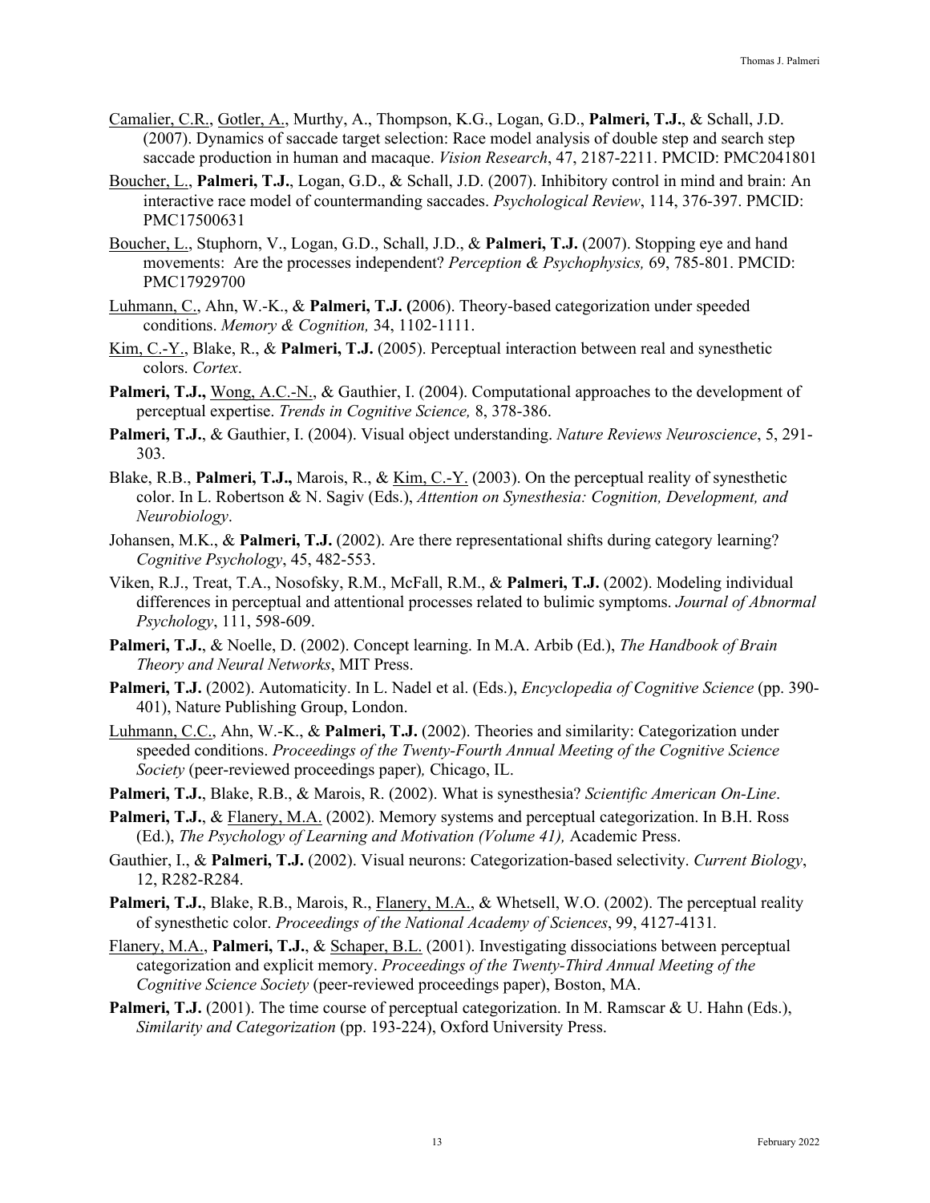<u>Camalier, C.R.</u>, <u>Gotler, A.</u>, Murthy, A., Thompson, K.G., Logan, G.D., **Palmeri, T.J.**, & Schall, J.D. (2007). Dynamics of saccade target selection: Race model analysis of double step and search step saccade production in human and macaque. *Vision Research*, 47, 2187-2211. PMCID: PMC2041801

<u>Boucher, L.</u>, **Palmeri, T.J.**, Logan, G.D., & Schall, J.D. (2007). Inhibitory control in mind and brain: An interactive race model of countermanding saccades. *Psychological Review*, 114, 376-397. PMCID: PMC17500631

<u>Boucher, L.</u>, Stuphorn, V., Logan, G.D., Schall, J.D., & **Palmeri, T.J.** (2007). Stopping eye and hand movements: Are the processes independent? *Perception & Psychophysics,* 69, 785-801. PMCID: PMC17929700

<u>Luhmann, C.</u>, Ahn, W.-K., & **Palmeri, T.J. (**2006). Theory-based categorization under speeded conditions. *Memory & Cognition,* 34, 1102-1111.

<u>Kim, C.-Y.</u>, Blake, R., & **Palmeri, T.J.** (2005). Perceptual interaction between real and synesthetic colors. *Cortex*.

**Palmeri, T.J.,** <u>Wong, A.C.-N.</u>, & Gauthier, I. (2004). Computational approaches to the development of perceptual expertise. *Trends in Cognitive Science,* 8, 378-386.

**Palmeri, T.J.**, & Gauthier, I. (2004). Visual object understanding. *Nature Reviews Neuroscience*, 5, 291-303.

Blake, R.B., **Palmeri, T.J.,** Marois, R., & <u>Kim, C.-Y.</u> (2003). On the perceptual reality of synesthetic color. In L. Robertson & N. Sagiv (Eds.), *Attention on Synesthesia: Cognition, Development, and Neurobiology*.

Johansen, M.K., & **Palmeri, T.J.** (2002). Are there representational shifts during category learning? *Cognitive Psychology*, 45, 482-553.

Viken, R.J., Treat, T.A., Nosofsky, R.M., McFall, R.M., & **Palmeri, T.J.** (2002). Modeling individual differences in perceptual and attentional processes related to bulimic symptoms. *Journal of Abnormal Psychology*, 111, 598-609.

**Palmeri, T.J.**, & Noelle, D. (2002). Concept learning. In M.A. Arbib (Ed.), *The Handbook of Brain Theory and Neural Networks*, MIT Press.

**Palmeri, T.J.** (2002). Automaticity. In L. Nadel et al. (Eds.), *Encyclopedia of Cognitive Science* (pp. 390-401), Nature Publishing Group, London.

<u>Luhmann, C.C.</u>, Ahn, W.-K., & **Palmeri, T.J.** (2002). Theories and similarity: Categorization under speeded conditions. *Proceedings of the Twenty-Fourth Annual Meeting of the Cognitive Science Society* (peer-reviewed proceedings paper)*,* Chicago, IL.

**Palmeri, T.J.**, Blake, R.B., & Marois, R. (2002). What is synesthesia? *Scientific American On-Line*.

**Palmeri, T.J.**, & <u>Flanery, M.A.</u> (2002). Memory systems and perceptual categorization. In B.H. Ross (Ed.), *The Psychology of Learning and Motivation (Volume 41),* Academic Press.

Gauthier, I., & **Palmeri, T.J.** (2002). Visual neurons: Categorization-based selectivity. *Current Biology*, 12, R282-R284.

**Palmeri, T.J.**, Blake, R.B., Marois, R., <u>Flanery, M.A.</u>, & Whetsell, W.O. (2002). The perceptual reality of synesthetic color. *Proceedings of the National Academy of Sciences*, 99, 4127-4131*.*

<u>Flanery, M.A.</u>, **Palmeri, T.J.**, & <u>Schaper, B.L.</u> (2001). Investigating dissociations between perceptual categorization and explicit memory. *Proceedings of the Twenty-Third Annual Meeting of the Cognitive Science Society* (peer-reviewed proceedings paper), Boston, MA.

**Palmeri, T.J.** (2001). The time course of perceptual categorization. In M. Ramscar & U. Hahn (Eds.), *Similarity and Categorization* (pp. 193-224), Oxford University Press.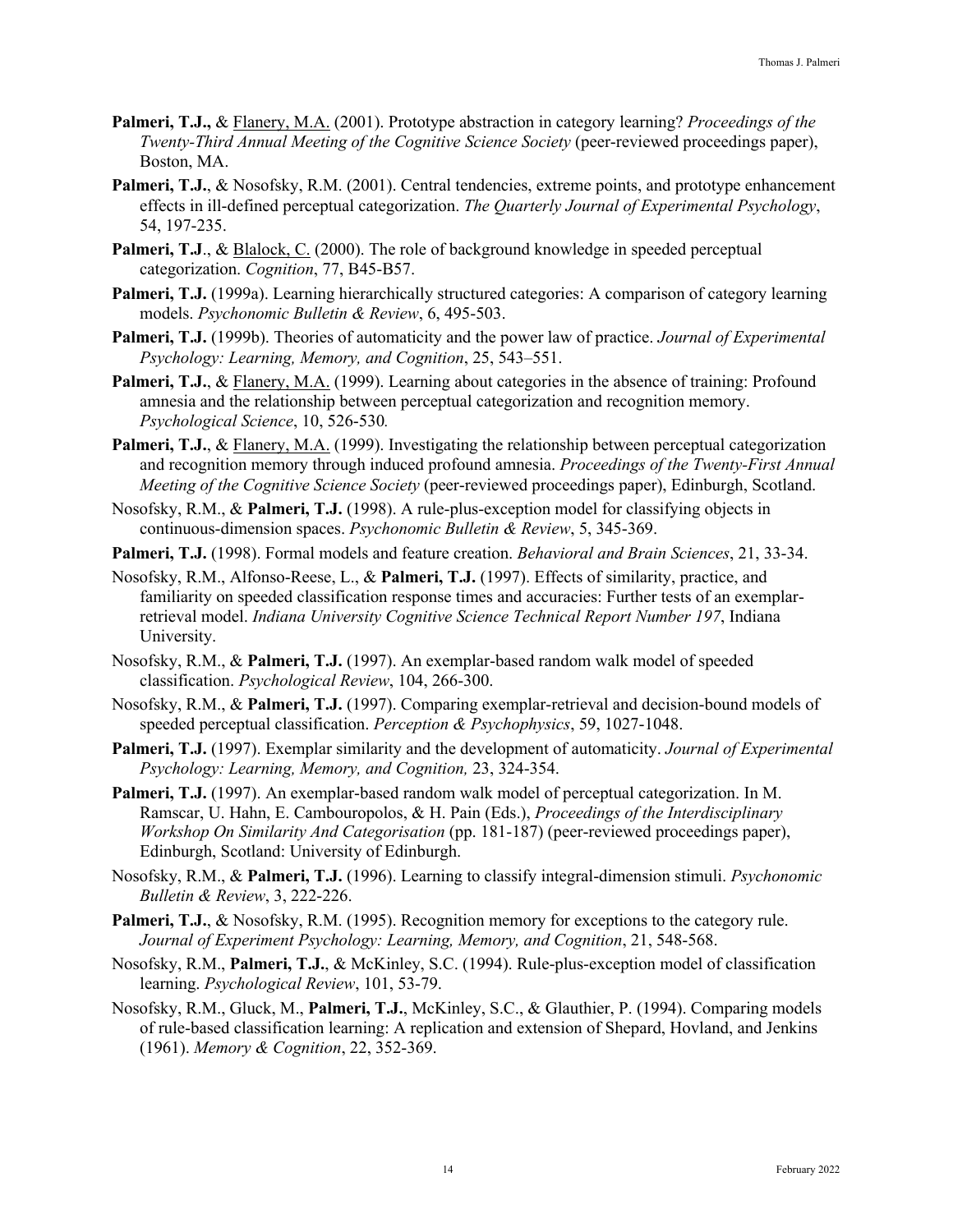**Palmeri, T.J.,** & <u>Flanery, M.A.</u> (2001). Prototype abstraction in category learning? *Proceedings of the Twenty-Third Annual Meeting of the Cognitive Science Society* (peer-reviewed proceedings paper), Boston, MA.

**Palmeri, T.J.**, & Nosofsky, R.M. (2001). Central tendencies, extreme points, and prototype enhancement effects in ill-defined perceptual categorization. *The Quarterly Journal of Experimental Psychology*, 54, 197-235.

**Palmeri, T.J**., & <u>Blalock, C.</u> (2000). The role of background knowledge in speeded perceptual categorization. *Cognition*, 77, B45-B57.

**Palmeri, T.J.** (1999a). Learning hierarchically structured categories: A comparison of category learning models. *Psychonomic Bulletin & Review*, 6, 495-503.

**Palmeri, T.J.** (1999b). Theories of automaticity and the power law of practice. *Journal of Experimental Psychology: Learning, Memory, and Cognition*, 25, 543–551.

**Palmeri, T.J.**, & <u>Flanery, M.A.</u> (1999). Learning about categories in the absence of training: Profound amnesia and the relationship between perceptual categorization and recognition memory. *Psychological Science*, 10, 526-530*.*

**Palmeri, T.J.**, & <u>Flanery, M.A.</u> (1999). Investigating the relationship between perceptual categorization and recognition memory through induced profound amnesia. *Proceedings of the Twenty-First Annual Meeting of the Cognitive Science Society* (peer-reviewed proceedings paper), Edinburgh, Scotland.

Nosofsky, R.M., & **Palmeri, T.J.** (1998). A rule-plus-exception model for classifying objects in continuous-dimension spaces. *Psychonomic Bulletin & Review*, 5, 345-369.

**Palmeri, T.J.** (1998). Formal models and feature creation. *Behavioral and Brain Sciences*, 21, 33-34.

Nosofsky, R.M., Alfonso-Reese, L., & **Palmeri, T.J.** (1997). Effects of similarity, practice, and familiarity on speeded classification response times and accuracies: Further tests of an exemplar-retrieval model. *Indiana University Cognitive Science Technical Report Number 197*, Indiana University.

Nosofsky, R.M., & **Palmeri, T.J.** (1997). An exemplar-based random walk model of speeded classification. *Psychological Review*, 104, 266-300.

Nosofsky, R.M., & **Palmeri, T.J.** (1997). Comparing exemplar-retrieval and decision-bound models of speeded perceptual classification. *Perception & Psychophysics*, 59, 1027-1048.

**Palmeri, T.J.** (1997). Exemplar similarity and the development of automaticity. *Journal of Experimental Psychology: Learning, Memory, and Cognition,* 23, 324-354.

**Palmeri, T.J.** (1997). An exemplar-based random walk model of perceptual categorization. In M. Ramscar, U. Hahn, E. Cambouropolos, & H. Pain (Eds.), *Proceedings of the Interdisciplinary Workshop On Similarity And Categorisation* (pp. 181-187) (peer-reviewed proceedings paper), Edinburgh, Scotland: University of Edinburgh.

Nosofsky, R.M., & **Palmeri, T.J.** (1996). Learning to classify integral-dimension stimuli. *Psychonomic Bulletin & Review*, 3, 222-226.

**Palmeri, T.J.**, & Nosofsky, R.M. (1995). Recognition memory for exceptions to the category rule. *Journal of Experiment Psychology: Learning, Memory, and Cognition*, 21, 548-568.

Nosofsky, R.M., **Palmeri, T.J.**, & McKinley, S.C. (1994). Rule-plus-exception model of classification learning. *Psychological Review*, 101, 53-79.

Nosofsky, R.M., Gluck, M., **Palmeri, T.J.**, McKinley, S.C., & Glauthier, P. (1994). Comparing models of rule-based classification learning: A replication and extension of Shepard, Hovland, and Jenkins (1961). *Memory & Cognition*, 22, 352-369.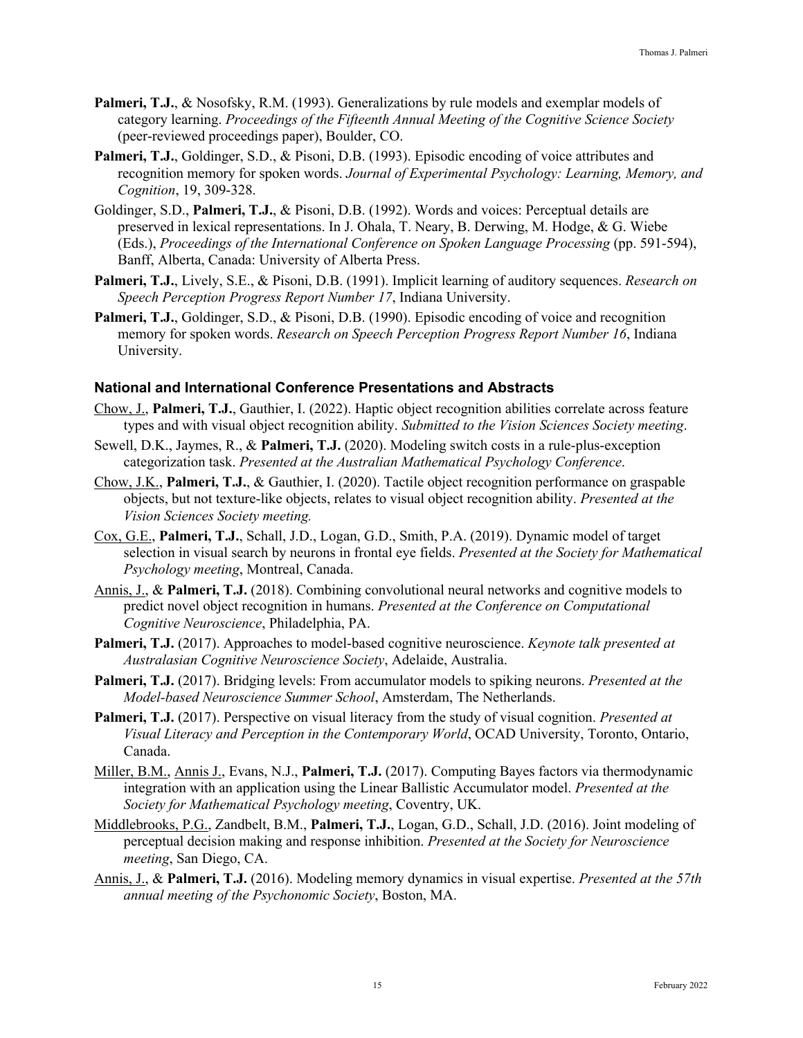**Palmeri, T.J.**, & Nosofsky, R.M. (1993). Generalizations by rule models and exemplar models of category learning. *Proceedings of the Fifteenth Annual Meeting of the Cognitive Science Society* (peer-reviewed proceedings paper), Boulder, CO.

**Palmeri, T.J.**, Goldinger, S.D., & Pisoni, D.B. (1993). Episodic encoding of voice attributes and recognition memory for spoken words. *Journal of Experimental Psychology: Learning, Memory, and Cognition*, 19, 309-328.

Goldinger, S.D., **Palmeri, T.J.**, & Pisoni, D.B. (1992). Words and voices: Perceptual details are preserved in lexical representations. In J. Ohala, T. Neary, B. Derwing, M. Hodge, & G. Wiebe (Eds.), *Proceedings of the International Conference on Spoken Language Processing* (pp. 591-594), Banff, Alberta, Canada: University of Alberta Press.

**Palmeri, T.J.**, Lively, S.E., & Pisoni, D.B. (1991). Implicit learning of auditory sequences. *Research on Speech Perception Progress Report Number 17*, Indiana University.

**Palmeri, T.J.**, Goldinger, S.D., & Pisoni, D.B. (1990). Episodic encoding of voice and recognition memory for spoken words. *Research on Speech Perception Progress Report Number 16*, Indiana University.

### National and International Conference Presentations and Abstracts

<u>Chow, J.</u>, **Palmeri, T.J.**, Gauthier, I. (2022). Haptic object recognition abilities correlate across feature types and with visual object recognition ability. *Submitted to the Vision Sciences Society meeting*.

Sewell, D.K., Jaymes, R., & **Palmeri, T.J.** (2020). Modeling switch costs in a rule-plus-exception categorization task. *Presented at the Australian Mathematical Psychology Conference*.

<u>Chow, J.K.</u>, **Palmeri, T.J.**, & Gauthier, I. (2020). Tactile object recognition performance on graspable objects, but not texture-like objects, relates to visual object recognition ability. *Presented at the Vision Sciences Society meeting.*

<u>Cox, G.E.</u>, **Palmeri, T.J.**, Schall, J.D., Logan, G.D., Smith, P.A. (2019). Dynamic model of target selection in visual search by neurons in frontal eye fields. *Presented at the Society for Mathematical Psychology meeting*, Montreal, Canada.

<u>Annis, J.</u>, & **Palmeri, T.J.** (2018). Combining convolutional neural networks and cognitive models to predict novel object recognition in humans. *Presented at the Conference on Computational Cognitive Neuroscience*, Philadelphia, PA.

**Palmeri, T.J.** (2017). Approaches to model-based cognitive neuroscience. *Keynote talk presented at Australasian Cognitive Neuroscience Society*, Adelaide, Australia.

**Palmeri, T.J.** (2017). Bridging levels: From accumulator models to spiking neurons. *Presented at the Model-based Neuroscience Summer School*, Amsterdam, The Netherlands.

**Palmeri, T.J.** (2017). Perspective on visual literacy from the study of visual cognition. *Presented at Visual Literacy and Perception in the Contemporary World*, OCAD University, Toronto, Ontario, Canada.

<u>Miller, B.M.</u>, <u>Annis J.</u>, Evans, N.J., **Palmeri, T.J.** (2017). Computing Bayes factors via thermodynamic integration with an application using the Linear Ballistic Accumulator model. *Presented at the Society for Mathematical Psychology meeting*, Coventry, UK.

<u>Middlebrooks, P.G.</u>, Zandbelt, B.M., **Palmeri, T.J.**, Logan, G.D., Schall, J.D. (2016). Joint modeling of perceptual decision making and response inhibition. *Presented at the Society for Neuroscience meeting*, San Diego, CA.

<u>Annis, J.</u>, & **Palmeri, T.J.** (2016). Modeling memory dynamics in visual expertise. *Presented at the 57th annual meeting of the Psychonomic Society*, Boston, MA.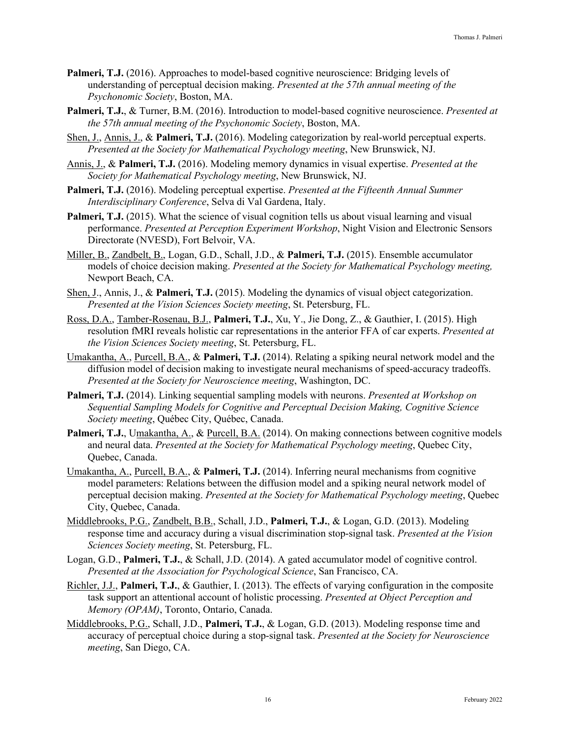**Palmeri, T.J.** (2016). Approaches to model-based cognitive neuroscience: Bridging levels of understanding of perceptual decision making. *Presented at the 57th annual meeting of the Psychonomic Society*, Boston, MA.

**Palmeri, T.J.**, & Turner, B.M. (2016). Introduction to model-based cognitive neuroscience. *Presented at the 57th annual meeting of the Psychonomic Society*, Boston, MA.

Shen, J., Annis, J., & **Palmeri, T.J.** (2016). Modeling categorization by real-world perceptual experts. *Presented at the Society for Mathematical Psychology meeting*, New Brunswick, NJ.

Annis, J., & **Palmeri, T.J.** (2016). Modeling memory dynamics in visual expertise. *Presented at the Society for Mathematical Psychology meeting*, New Brunswick, NJ.

**Palmeri, T.J.** (2016). Modeling perceptual expertise. *Presented at the Fifteenth Annual Summer Interdisciplinary Conference*, Selva di Val Gardena, Italy.

**Palmeri, T.J.** (2015). What the science of visual cognition tells us about visual learning and visual performance. *Presented at Perception Experiment Workshop*, Night Vision and Electronic Sensors Directorate (NVESD), Fort Belvoir, VA.

Miller, B., Zandbelt, B., Logan, G.D., Schall, J.D., & **Palmeri, T.J.** (2015). Ensemble accumulator models of choice decision making. *Presented at the Society for Mathematical Psychology meeting,* Newport Beach, CA.

Shen, J., Annis, J., & **Palmeri, T.J.** (2015). Modeling the dynamics of visual object categorization. *Presented at the Vision Sciences Society meeting*, St. Petersburg, FL.

Ross, D.A., Tamber-Rosenau, B.J., **Palmeri, T.J.**, Xu, Y., Jie Dong, Z., & Gauthier, I. (2015). High resolution fMRI reveals holistic car representations in the anterior FFA of car experts. *Presented at the Vision Sciences Society meeting*, St. Petersburg, FL.

Umakantha, A., Purcell, B.A., & **Palmeri, T.J.** (2014). Relating a spiking neural network model and the diffusion model of decision making to investigate neural mechanisms of speed-accuracy tradeoffs. *Presented at the Society for Neuroscience meeting*, Washington, DC.

**Palmeri, T.J.** (2014). Linking sequential sampling models with neurons. *Presented at Workshop on Sequential Sampling Models for Cognitive and Perceptual Decision Making, Cognitive Science Society meeting*, Québec City, Québec, Canada.

**Palmeri, T.J.**, Umakantha, A., & Purcell, B.A. (2014). On making connections between cognitive models and neural data. *Presented at the Society for Mathematical Psychology meeting*, Quebec City, Quebec, Canada.

Umakantha, A., Purcell, B.A., & **Palmeri, T.J.** (2014). Inferring neural mechanisms from cognitive model parameters: Relations between the diffusion model and a spiking neural network model of perceptual decision making. *Presented at the Society for Mathematical Psychology meeting*, Quebec City, Quebec, Canada.

Middlebrooks, P.G., Zandbelt, B.B., Schall, J.D., **Palmeri, T.J.**, & Logan, G.D. (2013). Modeling response time and accuracy during a visual discrimination stop-signal task. *Presented at the Vision Sciences Society meeting*, St. Petersburg, FL.

Logan, G.D., **Palmeri, T.J.**, & Schall, J.D. (2014). A gated accumulator model of cognitive control. *Presented at the Association for Psychological Science*, San Francisco, CA.

Richler, J.J., **Palmeri, T.J.**, & Gauthier, I. (2013). The effects of varying configuration in the composite task support an attentional account of holistic processing. *Presented at Object Perception and Memory (OPAM)*, Toronto, Ontario, Canada.

Middlebrooks, P.G., Schall, J.D., **Palmeri, T.J.**, & Logan, G.D. (2013). Modeling response time and accuracy of perceptual choice during a stop-signal task. *Presented at the Society for Neuroscience meeting*, San Diego, CA.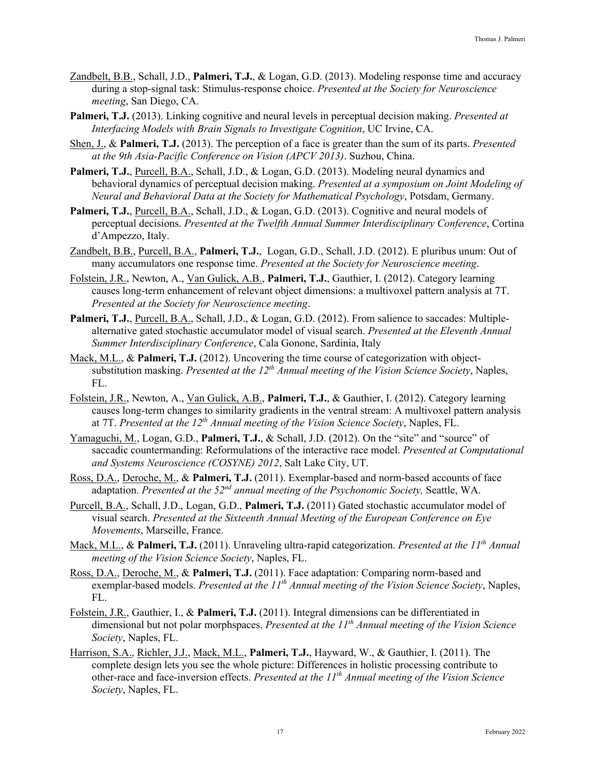Zandbelt, B.B., Schall, J.D., **Palmeri, T.J.**, & Logan, G.D. (2013). Modeling response time and accuracy during a stop-signal task: Stimulus-response choice. *Presented at the Society for Neuroscience meeting*, San Diego, CA.

**Palmeri, T.J.** (2013). Linking cognitive and neural levels in perceptual decision making. *Presented at Interfacing Models with Brain Signals to Investigate Cognition*, UC Irvine, CA.

Shen, J., & **Palmeri, T.J.** (2013). The perception of a face is greater than the sum of its parts. *Presented at the 9th Asia-Pacific Conference on Vision (APCV 2013)*. Suzhou, China.

**Palmeri, T.J.**, Purcell, B.A., Schall, J.D., & Logan, G.D. (2013). Modeling neural dynamics and behavioral dynamics of perceptual decision making. *Presented at a symposium on Joint Modeling of Neural and Behavioral Data at the Society for Mathematical Psychology*, Potsdam, Germany.

**Palmeri, T.J.**, Purcell, B.A., Schall, J.D., & Logan, G.D. (2013). Cognitive and neural models of perceptual decisions. *Presented at the Twelfth Annual Summer Interdisciplinary Conference*, Cortina d'Ampezzo, Italy.

Zandbelt, B.B., Purcell, B.A., **Palmeri, T.J.**, Logan, G.D., Schall, J.D. (2012). E pluribus unum: Out of many accumulators one response time. *Presented at the Society for Neuroscience meeting*.

Folstein, J.R., Newton, A., Van Gulick, A.B., **Palmeri, T.J.**, Gauthier, I. (2012). Category learning causes long-term enhancement of relevant object dimensions: a multivoxel pattern analysis at 7T. *Presented at the Society for Neuroscience meeting*.

**Palmeri, T.J.**, Purcell, B.A., Schall, J.D., & Logan, G.D. (2012). From salience to saccades: Multiple-alternative gated stochastic accumulator model of visual search. *Presented at the Eleventh Annual Summer Interdisciplinary Conference*, Cala Gonone, Sardinia, Italy

Mack, M.L., & **Palmeri, T.J.** (2012). Uncovering the time course of categorization with object-substitution masking. *Presented at the 12th Annual meeting of the Vision Science Society*, Naples, FL.

Folstein, J.R., Newton, A., Van Gulick, A.B., **Palmeri, T.J.**, & Gauthier, I. (2012). Category learning causes long-term changes to similarity gradients in the ventral stream: A multivoxel pattern analysis at 7T. *Presented at the 12th Annual meeting of the Vision Science Society*, Naples, FL.

Yamaguchi, M., Logan, G.D., **Palmeri, T.J.**, & Schall, J.D. (2012). On the "site" and "source" of saccadic countermanding: Reformulations of the interactive race model. *Presented at Computational and Systems Neuroscience (COSYNE) 2012*, Salt Lake City, UT.

Ross, D.A., Deroche, M., & **Palmeri, T.J.** (2011). Exemplar-based and norm-based accounts of face adaptation. *Presented at the 52nd annual meeting of the Psychonomic Society,* Seattle, WA.

Purcell, B.A., Schall, J.D., Logan, G.D., **Palmeri, T.J.** (2011) Gated stochastic accumulator model of visual search. *Presented at the Sixteenth Annual Meeting of the European Conference on Eye Movements*, Marseille, France.

Mack, M.L., & **Palmeri, T.J.** (2011). Unraveling ultra-rapid categorization. *Presented at the 11th Annual meeting of the Vision Science Society*, Naples, FL.

Ross, D.A., Deroche, M., & **Palmeri, T.J.** (2011). Face adaptation: Comparing norm-based and exemplar-based models. *Presented at the 11th Annual meeting of the Vision Science Society*, Naples, FL.

Folstein, J.R., Gauthier, I., & **Palmeri, T.J.** (2011). Integral dimensions can be differentiated in dimensional but not polar morphspaces. *Presented at the 11th Annual meeting of the Vision Science Society*, Naples, FL.

Harrison, S.A., Richler, J.J., Mack, M.L., **Palmeri, T.J.**, Hayward, W., & Gauthier, I. (2011). The complete design lets you see the whole picture: Differences in holistic processing contribute to other-race and face-inversion effects. *Presented at the 11th Annual meeting of the Vision Science Society*, Naples, FL.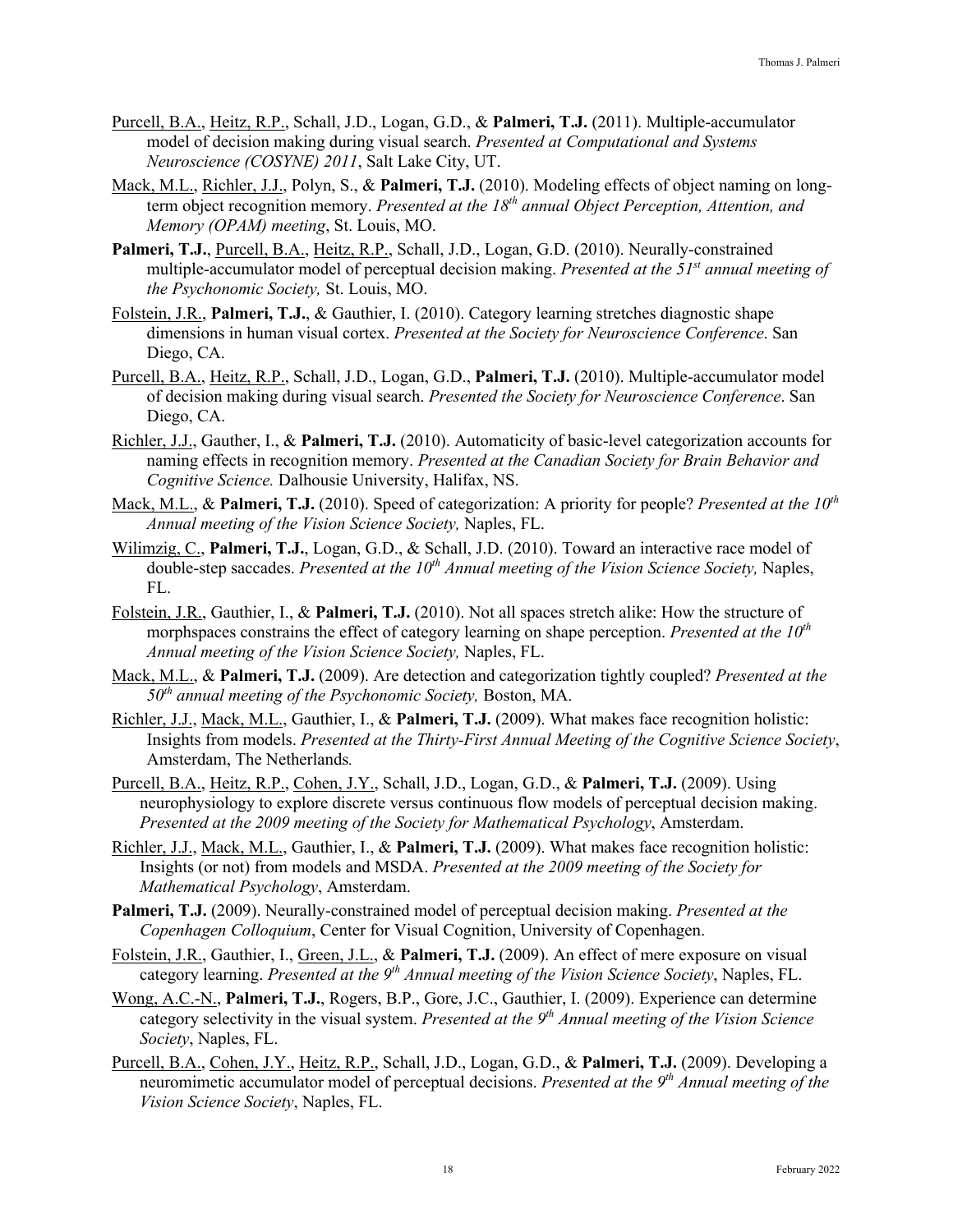<u>Purcell, B.A.</u>, <u>Heitz, R.P.</u>, Schall, J.D., Logan, G.D., & **Palmeri, T.J.** (2011). Multiple-accumulator model of decision making during visual search. *Presented at Computational and Systems Neuroscience (COSYNE) 2011*, Salt Lake City, UT.

<u>Mack, M.L.</u>, <u>Richler, J.J.</u>, Polyn, S., & **Palmeri, T.J.** (2010). Modeling effects of object naming on long-term object recognition memory. *Presented at the 18th annual Object Perception, Attention, and Memory (OPAM) meeting*, St. Louis, MO.

**Palmeri, T.J.**, <u>Purcell, B.A.</u>, <u>Heitz, R.P.</u>, Schall, J.D., Logan, G.D. (2010). Neurally-constrained multiple-accumulator model of perceptual decision making. *Presented at the 51st annual meeting of the Psychonomic Society,* St. Louis, MO.

<u>Folstein, J.R.</u>, **Palmeri, T.J.**, & Gauthier, I. (2010). Category learning stretches diagnostic shape dimensions in human visual cortex. *Presented at the Society for Neuroscience Conference*. San Diego, CA.

<u>Purcell, B.A.</u>, <u>Heitz, R.P.</u>, Schall, J.D., Logan, G.D., **Palmeri, T.J.** (2010). Multiple-accumulator model of decision making during visual search. *Presented the Society for Neuroscience Conference*. San Diego, CA.

<u>Richler, J.J.</u>, Gauther, I., & **Palmeri, T.J.** (2010). Automaticity of basic-level categorization accounts for naming effects in recognition memory. *Presented at the Canadian Society for Brain Behavior and Cognitive Science.* Dalhousie University, Halifax, NS.

<u>Mack, M.L.</u>, & **Palmeri, T.J.** (2010). Speed of categorization: A priority for people? *Presented at the 10th Annual meeting of the Vision Science Society,* Naples, FL.

<u>Wilimzig, C.</u>, **Palmeri, T.J.**, Logan, G.D., & Schall, J.D. (2010). Toward an interactive race model of double-step saccades. *Presented at the 10th Annual meeting of the Vision Science Society,* Naples, FL.

<u>Folstein, J.R.</u>, Gauthier, I., & **Palmeri, T.J.** (2010). Not all spaces stretch alike: How the structure of morphspaces constrains the effect of category learning on shape perception. *Presented at the 10th Annual meeting of the Vision Science Society,* Naples, FL.

<u>Mack, M.L.</u>, & **Palmeri, T.J.** (2009). Are detection and categorization tightly coupled? *Presented at the 50th annual meeting of the Psychonomic Society,* Boston, MA.

<u>Richler, J.J.</u>, <u>Mack, M.L.</u>, Gauthier, I., & **Palmeri, T.J.** (2009). What makes face recognition holistic: Insights from models. *Presented at the Thirty-First Annual Meeting of the Cognitive Science Society*, Amsterdam, The Netherlands*.*

<u>Purcell, B.A.</u>, <u>Heitz, R.P.</u>, <u>Cohen, J.Y.</u>, Schall, J.D., Logan, G.D., & **Palmeri, T.J.** (2009). Using neurophysiology to explore discrete versus continuous flow models of perceptual decision making. *Presented at the 2009 meeting of the Society for Mathematical Psychology*, Amsterdam.

<u>Richler, J.J.</u>, <u>Mack, M.L.</u>, Gauthier, I., & **Palmeri, T.J.** (2009). What makes face recognition holistic: Insights (or not) from models and MSDA. *Presented at the 2009 meeting of the Society for Mathematical Psychology*, Amsterdam.

**Palmeri, T.J.** (2009). Neurally-constrained model of perceptual decision making. *Presented at the Copenhagen Colloquium*, Center for Visual Cognition, University of Copenhagen.

<u>Folstein, J.R.</u>, Gauthier, I., <u>Green, J.L.</u>, & **Palmeri, T.J.** (2009). An effect of mere exposure on visual category learning. *Presented at the 9th Annual meeting of the Vision Science Society*, Naples, FL.

<u>Wong, A.C.-N.</u>, **Palmeri, T.J.**, Rogers, B.P., Gore, J.C., Gauthier, I. (2009). Experience can determine category selectivity in the visual system. *Presented at the 9th Annual meeting of the Vision Science Society*, Naples, FL.

<u>Purcell, B.A.</u>, <u>Cohen, J.Y.</u>, <u>Heitz, R.P.</u>, Schall, J.D., Logan, G.D., & **Palmeri, T.J.** (2009). Developing a neuromimetic accumulator model of perceptual decisions. *Presented at the 9th Annual meeting of the Vision Science Society*, Naples, FL.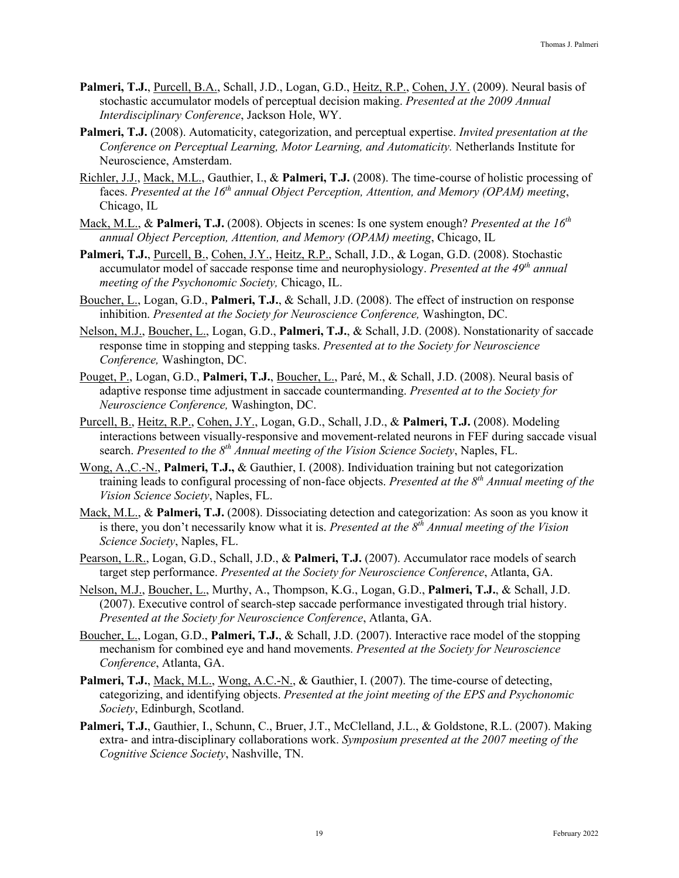**Palmeri, T.J.**, Purcell, B.A., Schall, J.D., Logan, G.D., Heitz, R.P., Cohen, J.Y. (2009). Neural basis of stochastic accumulator models of perceptual decision making. *Presented at the 2009 Annual Interdisciplinary Conference*, Jackson Hole, WY.

**Palmeri, T.J.** (2008). Automaticity, categorization, and perceptual expertise. *Invited presentation at the Conference on Perceptual Learning, Motor Learning, and Automaticity.* Netherlands Institute for Neuroscience, Amsterdam.

Richler, J.J., Mack, M.L., Gauthier, I., & **Palmeri, T.J.** (2008). The time-course of holistic processing of faces. *Presented at the 16th annual Object Perception, Attention, and Memory (OPAM) meeting*, Chicago, IL

Mack, M.L., & **Palmeri, T.J.** (2008). Objects in scenes: Is one system enough? *Presented at the 16th annual Object Perception, Attention, and Memory (OPAM) meeting*, Chicago, IL

**Palmeri, T.J.**, Purcell, B., Cohen, J.Y., Heitz, R.P., Schall, J.D., & Logan, G.D. (2008). Stochastic accumulator model of saccade response time and neurophysiology. *Presented at the 49th annual meeting of the Psychonomic Society,* Chicago, IL.

Boucher, L., Logan, G.D., **Palmeri, T.J.**, & Schall, J.D. (2008). The effect of instruction on response inhibition. *Presented at the Society for Neuroscience Conference,* Washington, DC.

Nelson, M.J., Boucher, L., Logan, G.D., **Palmeri, T.J.**, & Schall, J.D. (2008). Nonstationarity of saccade response time in stopping and stepping tasks. *Presented at to the Society for Neuroscience Conference,* Washington, DC.

Pouget, P., Logan, G.D., **Palmeri, T.J.**, Boucher, L., Paré, M., & Schall, J.D. (2008). Neural basis of adaptive response time adjustment in saccade countermanding. *Presented at to the Society for Neuroscience Conference,* Washington, DC.

Purcell, B., Heitz, R.P., Cohen, J.Y., Logan, G.D., Schall, J.D., & **Palmeri, T.J.** (2008). Modeling interactions between visually-responsive and movement-related neurons in FEF during saccade visual search. *Presented to the 8th Annual meeting of the Vision Science Society*, Naples, FL.

Wong, A.,C.-N., **Palmeri, T.J.,** & Gauthier, I. (2008). Individuation training but not categorization training leads to configural processing of non-face objects. *Presented at the 8th Annual meeting of the Vision Science Society*, Naples, FL.

Mack, M.L., & **Palmeri, T.J.** (2008). Dissociating detection and categorization: As soon as you know it is there, you don't necessarily know what it is. *Presented at the 8th Annual meeting of the Vision Science Society*, Naples, FL.

Pearson, L.R., Logan, G.D., Schall, J.D., & **Palmeri, T.J.** (2007). Accumulator race models of search target step performance. *Presented at the Society for Neuroscience Conference*, Atlanta, GA.

Nelson, M.J., Boucher, L., Murthy, A., Thompson, K.G., Logan, G.D., **Palmeri, T.J.**, & Schall, J.D. (2007). Executive control of search-step saccade performance investigated through trial history. *Presented at the Society for Neuroscience Conference*, Atlanta, GA.

Boucher, L., Logan, G.D., **Palmeri, T.J.**, & Schall, J.D. (2007). Interactive race model of the stopping mechanism for combined eye and hand movements. *Presented at the Society for Neuroscience Conference*, Atlanta, GA.

**Palmeri, T.J.**, Mack, M.L., Wong, A.C.-N., & Gauthier, I. (2007). The time-course of detecting, categorizing, and identifying objects. *Presented at the joint meeting of the EPS and Psychonomic Society*, Edinburgh, Scotland.

**Palmeri, T.J.**, Gauthier, I., Schunn, C., Bruer, J.T., McClelland, J.L., & Goldstone, R.L. (2007). Making extra- and intra-disciplinary collaborations work. *Symposium presented at the 2007 meeting of the Cognitive Science Society*, Nashville, TN.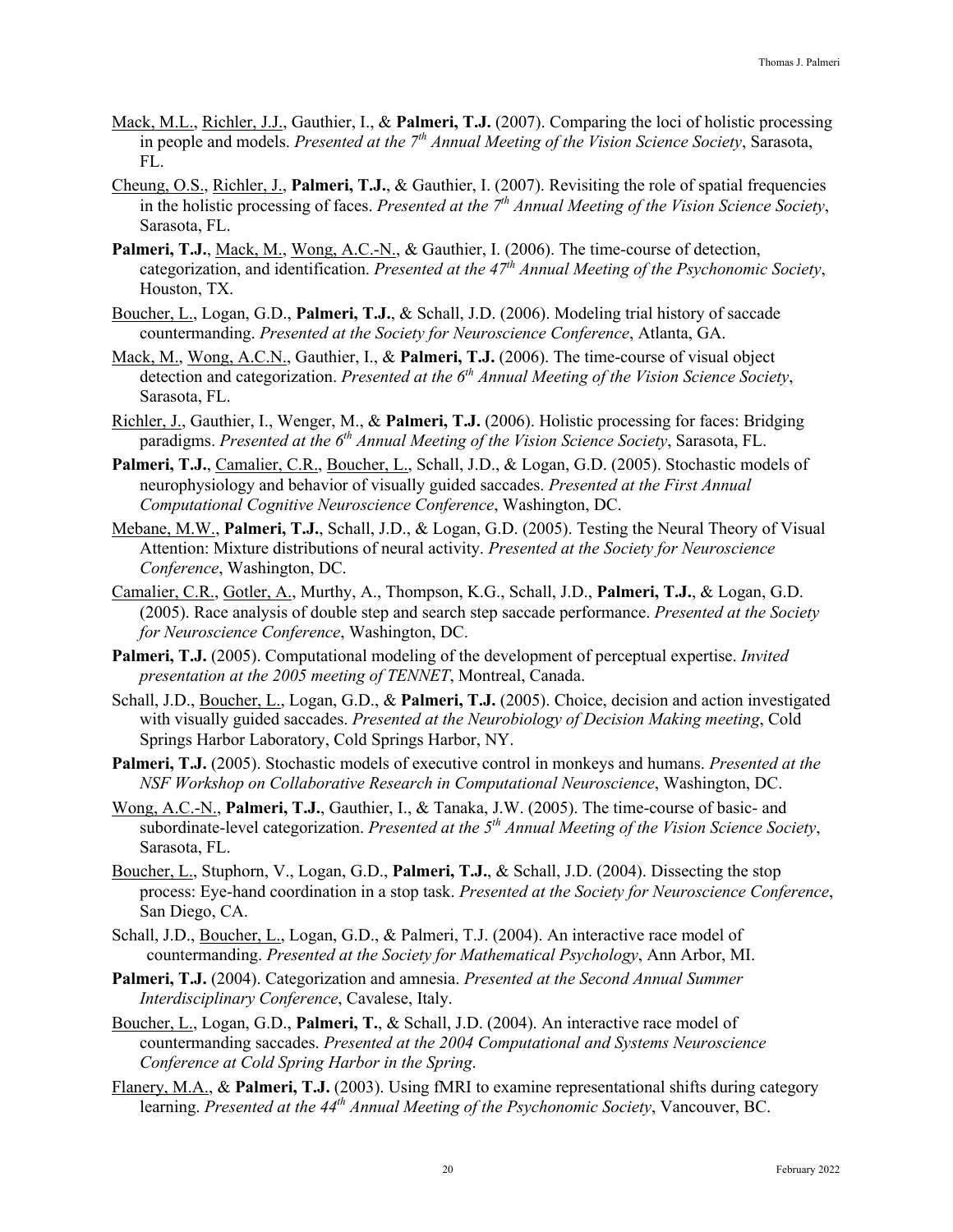<u>Mack, M.L.</u>, <u>Richler, J.J.</u>, Gauthier, I., & **Palmeri, T.J.** (2007). Comparing the loci of holistic processing in people and models. *Presented at the 7th Annual Meeting of the Vision Science Society*, Sarasota, FL.

<u>Cheung, O.S.</u>, <u>Richler, J.</u>, **Palmeri, T.J.**, & Gauthier, I. (2007). Revisiting the role of spatial frequencies in the holistic processing of faces. *Presented at the 7th Annual Meeting of the Vision Science Society*, Sarasota, FL.

**Palmeri, T.J.**, <u>Mack, M.</u>, <u>Wong, A.C.-N.</u>, & Gauthier, I. (2006). The time-course of detection, categorization, and identification. *Presented at the 47th Annual Meeting of the Psychonomic Society*, Houston, TX.

<u>Boucher, L.</u>, Logan, G.D., **Palmeri, T.J.**, & Schall, J.D. (2006). Modeling trial history of saccade countermanding. *Presented at the Society for Neuroscience Conference*, Atlanta, GA.

<u>Mack, M.</u>, <u>Wong, A.C.N.</u>, Gauthier, I., & **Palmeri, T.J.** (2006). The time-course of visual object detection and categorization. *Presented at the 6th Annual Meeting of the Vision Science Society*, Sarasota, FL.

<u>Richler, J.</u>, Gauthier, I., Wenger, M., & **Palmeri, T.J.** (2006). Holistic processing for faces: Bridging paradigms. *Presented at the 6th Annual Meeting of the Vision Science Society*, Sarasota, FL.

**Palmeri, T.J.**, <u>Camalier, C.R.</u>, <u>Boucher, L.</u>, Schall, J.D., & Logan, G.D. (2005). Stochastic models of neurophysiology and behavior of visually guided saccades. *Presented at the First Annual Computational Cognitive Neuroscience Conference*, Washington, DC.

<u>Mebane, M.W.</u>, **Palmeri, T.J.**, Schall, J.D., & Logan, G.D. (2005). Testing the Neural Theory of Visual Attention: Mixture distributions of neural activity. *Presented at the Society for Neuroscience Conference*, Washington, DC.

<u>Camalier, C.R.</u>, <u>Gotler, A.</u>, Murthy, A., Thompson, K.G., Schall, J.D., **Palmeri, T.J.**, & Logan, G.D. (2005). Race analysis of double step and search step saccade performance. *Presented at the Society for Neuroscience Conference*, Washington, DC.

**Palmeri, T.J.** (2005). Computational modeling of the development of perceptual expertise. *Invited presentation at the 2005 meeting of TENNET*, Montreal, Canada.

Schall, J.D., <u>Boucher, L.</u>, Logan, G.D., & **Palmeri, T.J.** (2005). Choice, decision and action investigated with visually guided saccades. *Presented at the Neurobiology of Decision Making meeting*, Cold Springs Harbor Laboratory, Cold Springs Harbor, NY.

**Palmeri, T.J.** (2005). Stochastic models of executive control in monkeys and humans. *Presented at the NSF Workshop on Collaborative Research in Computational Neuroscience*, Washington, DC.

<u>Wong, A.C.-N.</u>, **Palmeri, T.J.**, Gauthier, I., & Tanaka, J.W. (2005). The time-course of basic- and subordinate-level categorization. *Presented at the 5th Annual Meeting of the Vision Science Society*, Sarasota, FL.

<u>Boucher, L.</u>, Stuphorn, V., Logan, G.D., **Palmeri, T.J.**, & Schall, J.D. (2004). Dissecting the stop process: Eye-hand coordination in a stop task. *Presented at the Society for Neuroscience Conference*, San Diego, CA.

Schall, J.D., <u>Boucher, L.</u>, Logan, G.D., & Palmeri, T.J. (2004). An interactive race model of countermanding. *Presented at the Society for Mathematical Psychology*, Ann Arbor, MI.

**Palmeri, T.J.** (2004). Categorization and amnesia. *Presented at the Second Annual Summer Interdisciplinary Conference*, Cavalese, Italy.

<u>Boucher, L.</u>, Logan, G.D., **Palmeri, T.**, & Schall, J.D. (2004). An interactive race model of countermanding saccades. *Presented at the 2004 Computational and Systems Neuroscience Conference at Cold Spring Harbor in the Spring*.

<u>Flanery, M.A.</u>, & **Palmeri, T.J.** (2003). Using fMRI to examine representational shifts during category learning. *Presented at the 44th Annual Meeting of the Psychonomic Society*, Vancouver, BC.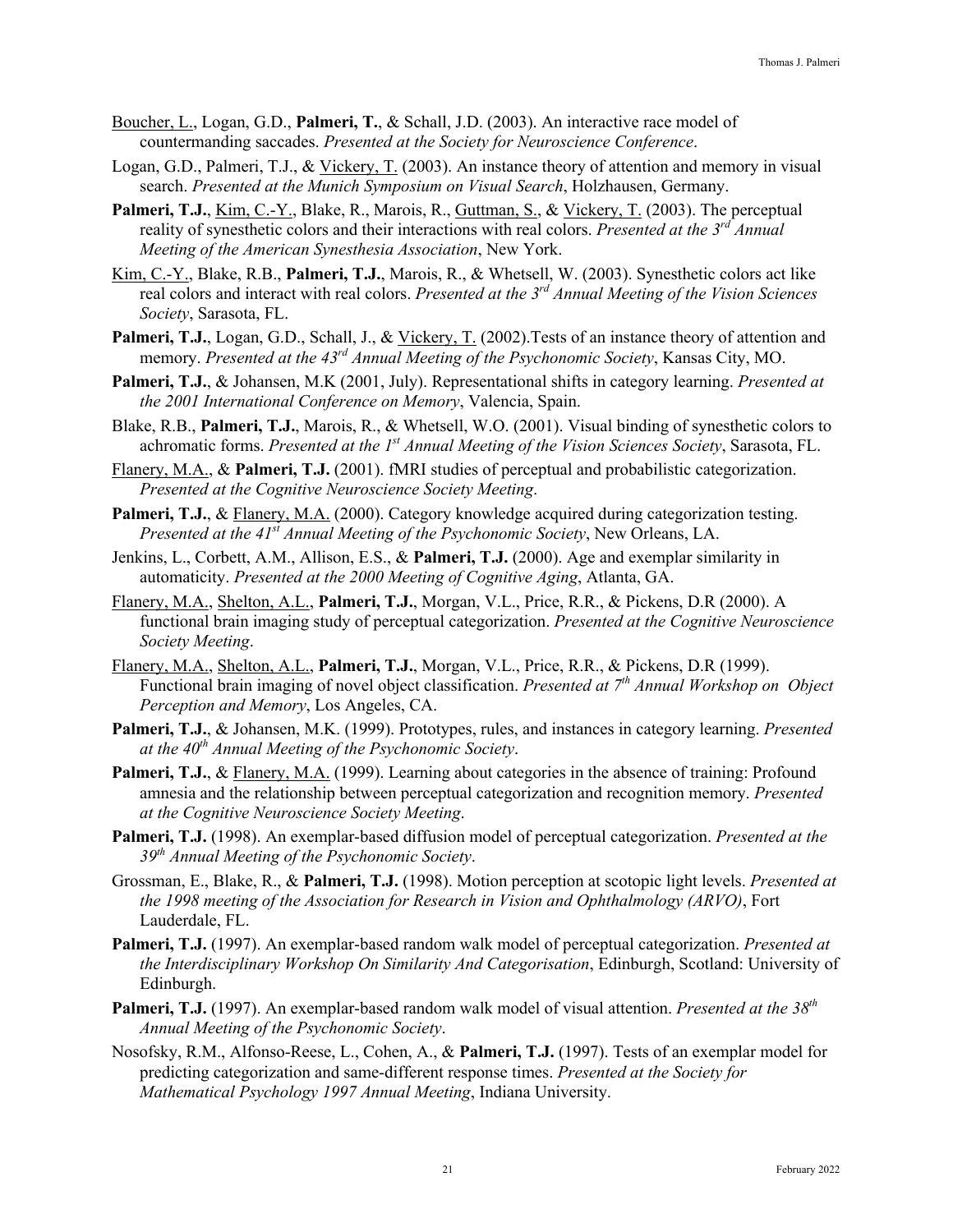Boucher, L., Logan, G.D., **Palmeri, T.**, & Schall, J.D. (2003). An interactive race model of countermanding saccades. *Presented at the Society for Neuroscience Conference*.

Logan, G.D., Palmeri, T.J., & Vickery, T. (2003). An instance theory of attention and memory in visual search. *Presented at the Munich Symposium on Visual Search*, Holzhausen, Germany.

**Palmeri, T.J.**, Kim, C.-Y., Blake, R., Marois, R., Guttman, S., & Vickery, T. (2003). The perceptual reality of synesthetic colors and their interactions with real colors. *Presented at the 3rd Annual Meeting of the American Synesthesia Association*, New York.

Kim, C.-Y., Blake, R.B., **Palmeri, T.J.**, Marois, R., & Whetsell, W. (2003). Synesthetic colors act like real colors and interact with real colors. *Presented at the 3rd Annual Meeting of the Vision Sciences Society*, Sarasota, FL.

**Palmeri, T.J.**, Logan, G.D., Schall, J., & Vickery, T. (2002).Tests of an instance theory of attention and memory. *Presented at the 43rd Annual Meeting of the Psychonomic Society*, Kansas City, MO.

**Palmeri, T.J.**, & Johansen, M.K (2001, July). Representational shifts in category learning. *Presented at the 2001 International Conference on Memory*, Valencia, Spain.

Blake, R.B., **Palmeri, T.J.**, Marois, R., & Whetsell, W.O. (2001). Visual binding of synesthetic colors to achromatic forms. *Presented at the 1st Annual Meeting of the Vision Sciences Society*, Sarasota, FL.

Flanery, M.A., & **Palmeri, T.J.** (2001). fMRI studies of perceptual and probabilistic categorization. *Presented at the Cognitive Neuroscience Society Meeting*.

**Palmeri, T.J.**, & Flanery, M.A. (2000). Category knowledge acquired during categorization testing. *Presented at the 41st Annual Meeting of the Psychonomic Society*, New Orleans, LA.

Jenkins, L., Corbett, A.M., Allison, E.S., & **Palmeri, T.J.** (2000). Age and exemplar similarity in automaticity. *Presented at the 2000 Meeting of Cognitive Aging*, Atlanta, GA.

Flanery, M.A., Shelton, A.L., **Palmeri, T.J.**, Morgan, V.L., Price, R.R., & Pickens, D.R (2000). A functional brain imaging study of perceptual categorization. *Presented at the Cognitive Neuroscience Society Meeting*.

Flanery, M.A., Shelton, A.L., **Palmeri, T.J.**, Morgan, V.L., Price, R.R., & Pickens, D.R (1999). Functional brain imaging of novel object classification. *Presented at 7th Annual Workshop on Object Perception and Memory*, Los Angeles, CA.

**Palmeri, T.J.**, & Johansen, M.K. (1999). Prototypes, rules, and instances in category learning. *Presented at the 40th Annual Meeting of the Psychonomic Society*.

**Palmeri, T.J.**, & Flanery, M.A. (1999). Learning about categories in the absence of training: Profound amnesia and the relationship between perceptual categorization and recognition memory. *Presented at the Cognitive Neuroscience Society Meeting*.

**Palmeri, T.J.** (1998). An exemplar-based diffusion model of perceptual categorization. *Presented at the 39th Annual Meeting of the Psychonomic Society*.

Grossman, E., Blake, R., & **Palmeri, T.J.** (1998). Motion perception at scotopic light levels. *Presented at the 1998 meeting of the Association for Research in Vision and Ophthalmology (ARVO)*, Fort Lauderdale, FL.

**Palmeri, T.J.** (1997). An exemplar-based random walk model of perceptual categorization. *Presented at the Interdisciplinary Workshop On Similarity And Categorisation*, Edinburgh, Scotland: University of Edinburgh.

**Palmeri, T.J.** (1997). An exemplar-based random walk model of visual attention. *Presented at the 38th Annual Meeting of the Psychonomic Society*.

Nosofsky, R.M., Alfonso-Reese, L., Cohen, A., & **Palmeri, T.J.** (1997). Tests of an exemplar model for predicting categorization and same-different response times. *Presented at the Society for Mathematical Psychology 1997 Annual Meeting*, Indiana University.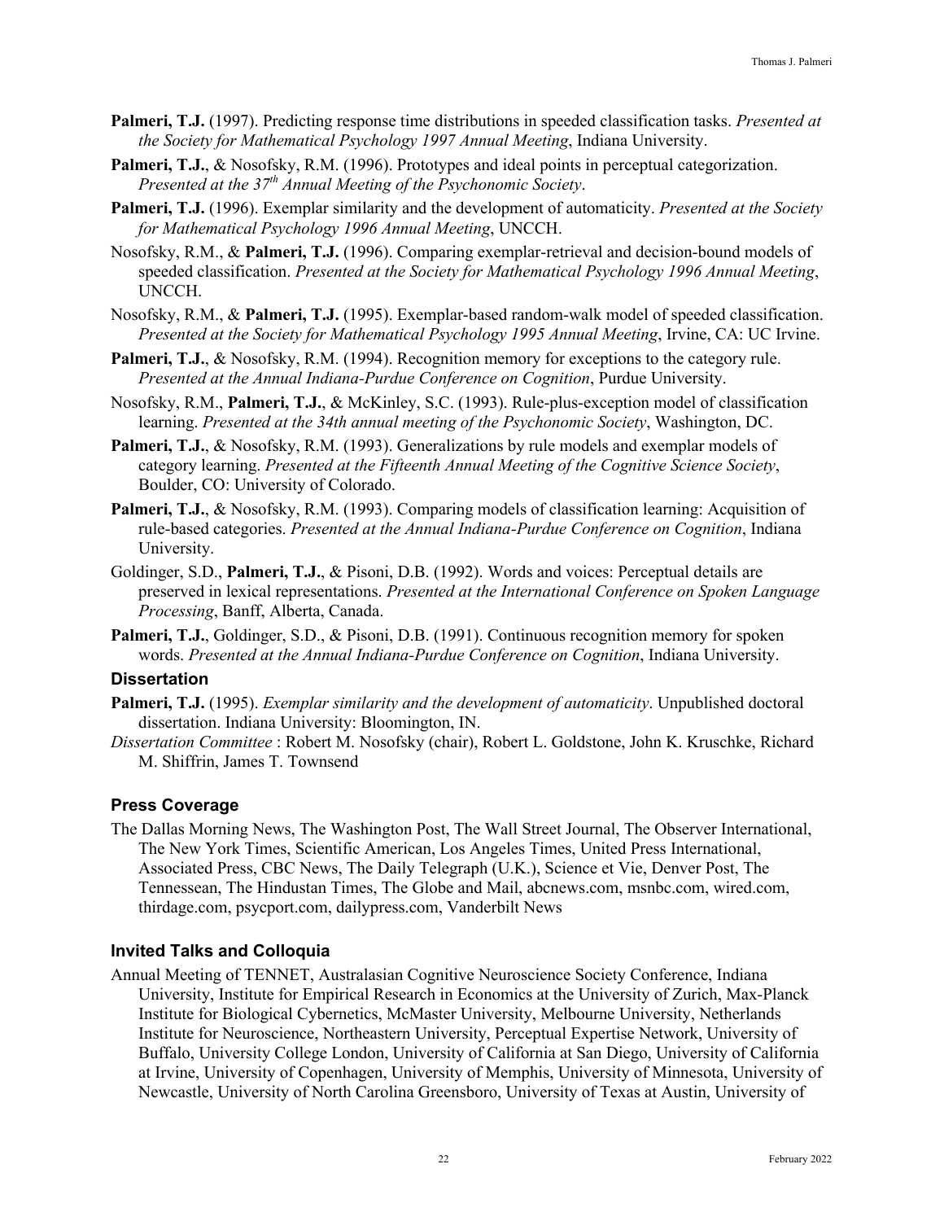**Palmeri, T.J.** (1997). Predicting response time distributions in speeded classification tasks. *Presented at the Society for Mathematical Psychology 1997 Annual Meeting*, Indiana University.

**Palmeri, T.J.**, & Nosofsky, R.M. (1996). Prototypes and ideal points in perceptual categorization. *Presented at the 37th Annual Meeting of the Psychonomic Society*.

**Palmeri, T.J.** (1996). Exemplar similarity and the development of automaticity. *Presented at the Society for Mathematical Psychology 1996 Annual Meeting*, UNCCH.

Nosofsky, R.M., & **Palmeri, T.J.** (1996). Comparing exemplar-retrieval and decision-bound models of speeded classification. *Presented at the Society for Mathematical Psychology 1996 Annual Meeting*, UNCCH.

Nosofsky, R.M., & **Palmeri, T.J.** (1995). Exemplar-based random-walk model of speeded classification. *Presented at the Society for Mathematical Psychology 1995 Annual Meeting*, Irvine, CA: UC Irvine.

**Palmeri, T.J.**, & Nosofsky, R.M. (1994). Recognition memory for exceptions to the category rule. *Presented at the Annual Indiana-Purdue Conference on Cognition*, Purdue University.

Nosofsky, R.M., **Palmeri, T.J.**, & McKinley, S.C. (1993). Rule-plus-exception model of classification learning. *Presented at the 34th annual meeting of the Psychonomic Society*, Washington, DC.

**Palmeri, T.J.**, & Nosofsky, R.M. (1993). Generalizations by rule models and exemplar models of category learning. *Presented at the Fifteenth Annual Meeting of the Cognitive Science Society*, Boulder, CO: University of Colorado.

**Palmeri, T.J.**, & Nosofsky, R.M. (1993). Comparing models of classification learning: Acquisition of rule-based categories. *Presented at the Annual Indiana-Purdue Conference on Cognition*, Indiana University.

Goldinger, S.D., **Palmeri, T.J.**, & Pisoni, D.B. (1992). Words and voices: Perceptual details are preserved in lexical representations. *Presented at the International Conference on Spoken Language Processing*, Banff, Alberta, Canada.

**Palmeri, T.J.**, Goldinger, S.D., & Pisoni, D.B. (1991). Continuous recognition memory for spoken words. *Presented at the Annual Indiana-Purdue Conference on Cognition*, Indiana University.

### Dissertation

**Palmeri, T.J.** (1995). *Exemplar similarity and the development of automaticity*. Unpublished doctoral dissertation. Indiana University: Bloomington, IN.

*Dissertation Committee* : Robert M. Nosofsky (chair), Robert L. Goldstone, John K. Kruschke, Richard M. Shiffrin, James T. Townsend

### Press Coverage

The Dallas Morning News, The Washington Post, The Wall Street Journal, The Observer International, The New York Times, Scientific American, Los Angeles Times, United Press International, Associated Press, CBC News, The Daily Telegraph (U.K.), Science et Vie, Denver Post, The Tennessean, The Hindustan Times, The Globe and Mail, abcnews.com, msnbc.com, wired.com, thirdage.com, psycport.com, dailypress.com, Vanderbilt News

### Invited Talks and Colloquia

Annual Meeting of TENNET, Australasian Cognitive Neuroscience Society Conference, Indiana University, Institute for Empirical Research in Economics at the University of Zurich, Max-Planck Institute for Biological Cybernetics, McMaster University, Melbourne University, Netherlands Institute for Neuroscience, Northeastern University, Perceptual Expertise Network, University of Buffalo, University College London, University of California at San Diego, University of California at Irvine, University of Copenhagen, University of Memphis, University of Minnesota, University of Newcastle, University of North Carolina Greensboro, University of Texas at Austin, University of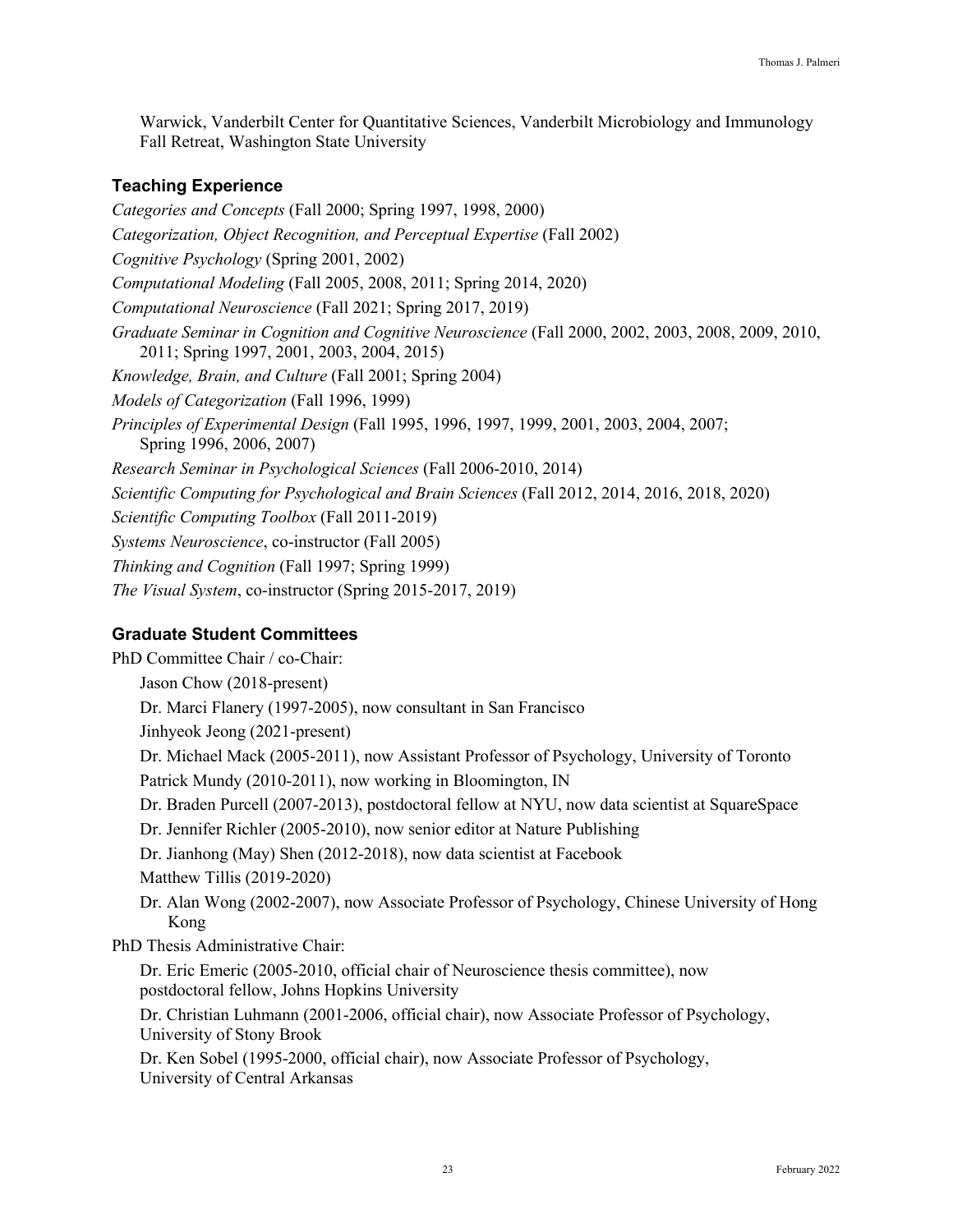Warwick, Vanderbilt Center for Quantitative Sciences, Vanderbilt Microbiology and Immunology Fall Retreat, Washington State University

### Teaching Experience

*Categories and Concepts* (Fall 2000; Spring 1997, 1998, 2000)

*Categorization, Object Recognition, and Perceptual Expertise* (Fall 2002)

*Cognitive Psychology* (Spring 2001, 2002)

*Computational Modeling* (Fall 2005, 2008, 2011; Spring 2014, 2020)

*Computational Neuroscience* (Fall 2021; Spring 2017, 2019)

*Graduate Seminar in Cognition and Cognitive Neuroscience* (Fall 2000, 2002, 2003, 2008, 2009, 2010, 2011; Spring 1997, 2001, 2003, 2004, 2015)

*Knowledge, Brain, and Culture* (Fall 2001; Spring 2004)

*Models of Categorization* (Fall 1996, 1999)

*Principles of Experimental Design* (Fall 1995, 1996, 1997, 1999, 2001, 2003, 2004, 2007; Spring 1996, 2006, 2007)

*Research Seminar in Psychological Sciences* (Fall 2006-2010, 2014)

*Scientific Computing for Psychological and Brain Sciences* (Fall 2012, 2014, 2016, 2018, 2020)

*Scientific Computing Toolbox* (Fall 2011-2019)

*Systems Neuroscience*, co-instructor (Fall 2005)

*Thinking and Cognition* (Fall 1997; Spring 1999)

*The Visual System*, co-instructor (Spring 2015-2017, 2019)

### Graduate Student Committees

PhD Committee Chair / co-Chair:

- Jason Chow (2018-present)
- Dr. Marci Flanery (1997-2005), now consultant in San Francisco
- Jinhyeok Jeong (2021-present)
- Dr. Michael Mack (2005-2011), now Assistant Professor of Psychology, University of Toronto
- Patrick Mundy (2010-2011), now working in Bloomington, IN
- Dr. Braden Purcell (2007-2013), postdoctoral fellow at NYU, now data scientist at SquareSpace
- Dr. Jennifer Richler (2005-2010), now senior editor at Nature Publishing
- Dr. Jianhong (May) Shen (2012-2018), now data scientist at Facebook
- Matthew Tillis (2019-2020)
- Dr. Alan Wong (2002-2007), now Associate Professor of Psychology, Chinese University of Hong Kong

PhD Thesis Administrative Chair:

- Dr. Eric Emeric (2005-2010, official chair of Neuroscience thesis committee), now postdoctoral fellow, Johns Hopkins University
- Dr. Christian Luhmann (2001-2006, official chair), now Associate Professor of Psychology, University of Stony Brook
- Dr. Ken Sobel (1995-2000, official chair), now Associate Professor of Psychology, University of Central Arkansas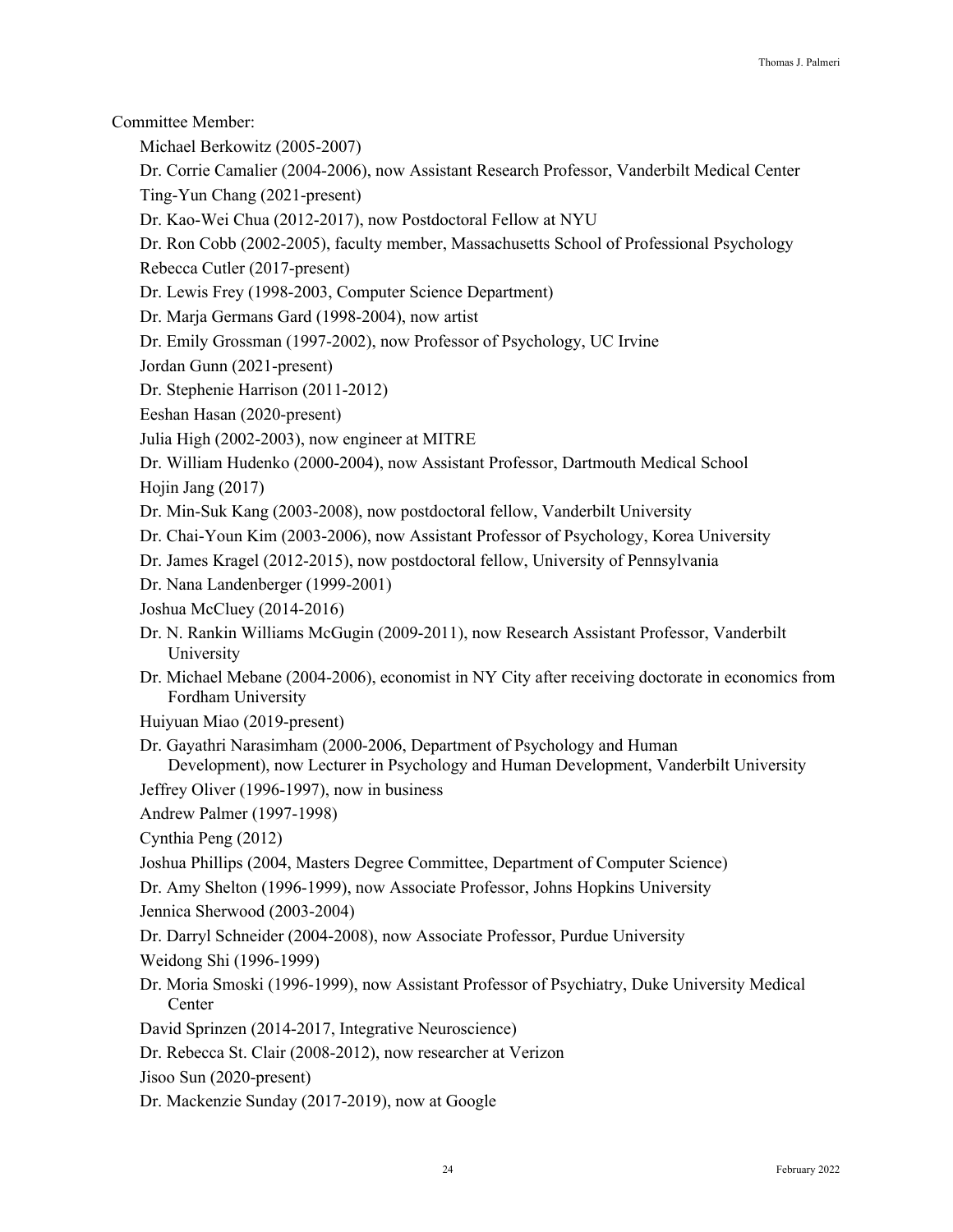Committee Member:

- Michael Berkowitz (2005-2007)
- Dr. Corrie Camalier (2004-2006), now Assistant Research Professor, Vanderbilt Medical Center
- Ting-Yun Chang (2021-present)
- Dr. Kao-Wei Chua (2012-2017), now Postdoctoral Fellow at NYU
- Dr. Ron Cobb (2002-2005), faculty member, Massachusetts School of Professional Psychology
- Rebecca Cutler (2017-present)
- Dr. Lewis Frey (1998-2003, Computer Science Department)
- Dr. Marja Germans Gard (1998-2004), now artist
- Dr. Emily Grossman (1997-2002), now Professor of Psychology, UC Irvine
- Jordan Gunn (2021-present)
- Dr. Stephenie Harrison (2011-2012)
- Eeshan Hasan (2020-present)
- Julia High (2002-2003), now engineer at MITRE
- Dr. William Hudenko (2000-2004), now Assistant Professor, Dartmouth Medical School
- Hojin Jang (2017)
- Dr. Min-Suk Kang (2003-2008), now postdoctoral fellow, Vanderbilt University
- Dr. Chai-Youn Kim (2003-2006), now Assistant Professor of Psychology, Korea University
- Dr. James Kragel (2012-2015), now postdoctoral fellow, University of Pennsylvania
- Dr. Nana Landenberger (1999-2001)
- Joshua McCluey (2014-2016)
- Dr. N. Rankin Williams McGugin (2009-2011), now Research Assistant Professor, Vanderbilt University
- Dr. Michael Mebane (2004-2006), economist in NY City after receiving doctorate in economics from Fordham University
- Huiyuan Miao (2019-present)
- Dr. Gayathri Narasimham (2000-2006, Department of Psychology and Human Development), now Lecturer in Psychology and Human Development, Vanderbilt University
- Jeffrey Oliver (1996-1997), now in business
- Andrew Palmer (1997-1998)
- Cynthia Peng (2012)
- Joshua Phillips (2004, Masters Degree Committee, Department of Computer Science)
- Dr. Amy Shelton (1996-1999), now Associate Professor, Johns Hopkins University
- Jennica Sherwood (2003-2004)
- Dr. Darryl Schneider (2004-2008), now Associate Professor, Purdue University
- Weidong Shi (1996-1999)
- Dr. Moria Smoski (1996-1999), now Assistant Professor of Psychiatry, Duke University Medical Center
- David Sprinzen (2014-2017, Integrative Neuroscience)
- Dr. Rebecca St. Clair (2008-2012), now researcher at Verizon
- Jisoo Sun (2020-present)
- Dr. Mackenzie Sunday (2017-2019), now at Google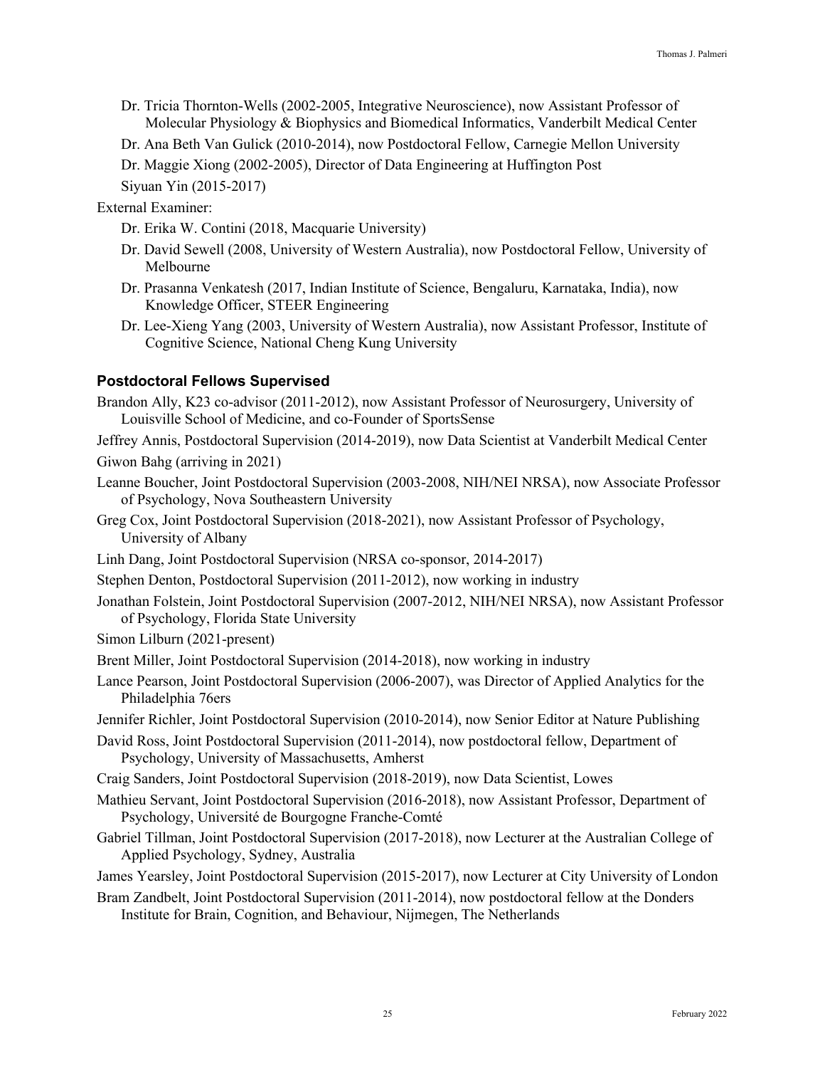- Dr. Tricia Thornton-Wells (2002-2005, Integrative Neuroscience), now Assistant Professor of Molecular Physiology & Biophysics and Biomedical Informatics, Vanderbilt Medical Center
- Dr. Ana Beth Van Gulick (2010-2014), now Postdoctoral Fellow, Carnegie Mellon University
- Dr. Maggie Xiong (2002-2005), Director of Data Engineering at Huffington Post
- Siyuan Yin (2015-2017)

External Examiner:

- Dr. Erika W. Contini (2018, Macquarie University)
- Dr. David Sewell (2008, University of Western Australia), now Postdoctoral Fellow, University of Melbourne
- Dr. Prasanna Venkatesh (2017, Indian Institute of Science, Bengaluru, Karnataka, India), now Knowledge Officer, STEER Engineering
- Dr. Lee-Xieng Yang (2003, University of Western Australia), now Assistant Professor, Institute of Cognitive Science, National Cheng Kung University

### Postdoctoral Fellows Supervised

Brandon Ally, K23 co-advisor (2011-2012), now Assistant Professor of Neurosurgery, University of Louisville School of Medicine, and co-Founder of SportsSense

Jeffrey Annis, Postdoctoral Supervision (2014-2019), now Data Scientist at Vanderbilt Medical Center

Giwon Bahg (arriving in 2021)

Leanne Boucher, Joint Postdoctoral Supervision (2003-2008, NIH/NEI NRSA), now Associate Professor of Psychology, Nova Southeastern University

Greg Cox, Joint Postdoctoral Supervision (2018-2021), now Assistant Professor of Psychology, University of Albany

Linh Dang, Joint Postdoctoral Supervision (NRSA co-sponsor, 2014-2017)

Stephen Denton, Postdoctoral Supervision (2011-2012), now working in industry

Jonathan Folstein, Joint Postdoctoral Supervision (2007-2012, NIH/NEI NRSA), now Assistant Professor of Psychology, Florida State University

Simon Lilburn (2021-present)

Brent Miller, Joint Postdoctoral Supervision (2014-2018), now working in industry

Lance Pearson, Joint Postdoctoral Supervision (2006-2007), was Director of Applied Analytics for the Philadelphia 76ers

Jennifer Richler, Joint Postdoctoral Supervision (2010-2014), now Senior Editor at Nature Publishing

David Ross, Joint Postdoctoral Supervision (2011-2014), now postdoctoral fellow, Department of Psychology, University of Massachusetts, Amherst

Craig Sanders, Joint Postdoctoral Supervision (2018-2019), now Data Scientist, Lowes

Mathieu Servant, Joint Postdoctoral Supervision (2016-2018), now Assistant Professor, Department of Psychology, Université de Bourgogne Franche-Comté

Gabriel Tillman, Joint Postdoctoral Supervision (2017-2018), now Lecturer at the Australian College of Applied Psychology, Sydney, Australia

James Yearsley, Joint Postdoctoral Supervision (2015-2017), now Lecturer at City University of London

Bram Zandbelt, Joint Postdoctoral Supervision (2011-2014), now postdoctoral fellow at the Donders Institute for Brain, Cognition, and Behaviour, Nijmegen, The Netherlands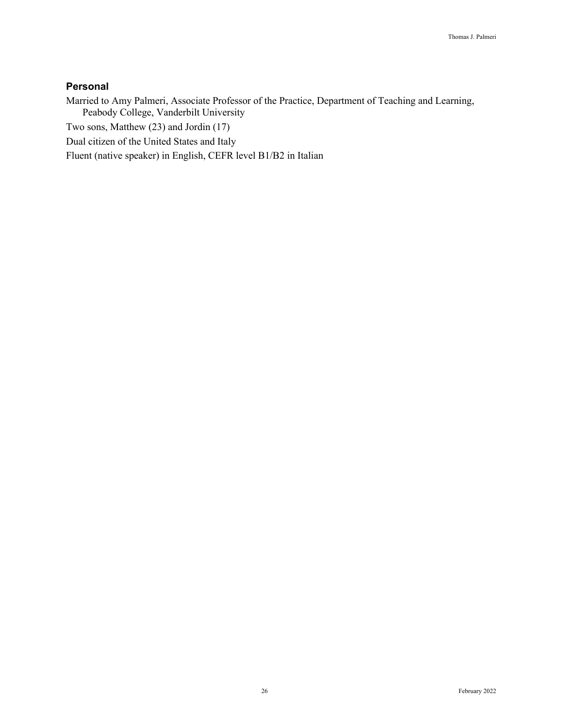## Personal

Married to Amy Palmeri, Associate Professor of the Practice, Department of Teaching and Learning, Peabody College, Vanderbilt University

Two sons, Matthew (23) and Jordin (17)

Dual citizen of the United States and Italy

Fluent (native speaker) in English, CEFR level B1/B2 in Italian